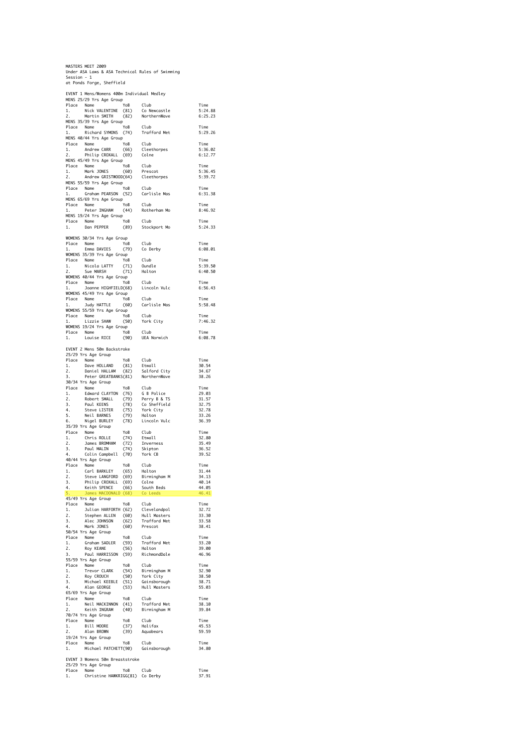MASTERS MEET 2009
Under ASA Laws & ASA Technical Rules of Swimming
Session - 1
at Ponds Forge, Sheffield

## EVENT 1 Mens/Womens 400m Individual Medley

MENS 25/29 Yrs Age Group

| Place | Name | YoB | Club | Time |
|---|---|---|---|---|
| 1. | Nick VALENTINE | (81) | Co Newcastle | 5:24.88 |
| 2. | Martin SMITH | (82) | NorthernWave | 6:25.23 |

MENS 35/39 Yrs Age Group

| Place | Name | YoB | Club | Time |
|---|---|---|---|---|
| 1. | Richard SYMONS | (74) | Trafford Met | 5:29.26 |

MENS 40/44 Yrs Age Group

| Place | Name | YoB | Club | Time |
|---|---|---|---|---|
| 1. | Andrew CARR | (66) | Cleethorpes | 5:36.02 |
| 2. | Philip CROXALL | (69) | Colne | 6:12.77 |

MENS 45/49 Yrs Age Group

| Place | Name | YoB | Club | Time |
|---|---|---|---|---|
| 1. | Mark JONES | (60) | Prescot | 5:36.45 |
| 2. | Andrew GRISTWOOD | (64) | Cleethorpes | 5:39.72 |

MENS 55/59 Yrs Age Group

| Place | Name | YoB | Club | Time |
|---|---|---|---|---|
| 1. | Graham PEARSON | (52) | Carlisle Mas | 6:31.38 |

MENS 65/69 Yrs Age Group

| Place | Name | YoB | Club | Time |
|---|---|---|---|---|
| 1. | Peter INGHAM | (44) | Rotherham Mo | 8:46.92 |

MENS 19/24 Yrs Age Group

| Place | Name | YoB | Club | Time |
|---|---|---|---|---|
| 1. | Dan PEPPER | (89) | Stockport Mo | 5:24.33 |

WOMENS 30/34 Yrs Age Group

| Place | Name | YoB | Club | Time |
|---|---|---|---|---|
| 1. | Emma DAVIES | (79) | Co Derby | 6:08.01 |

WOMENS 35/39 Yrs Age Group

| Place | Name | YoB | Club | Time |
|---|---|---|---|---|
| 1. | Nicola LATTY | (71) | Oundle | 5:39.50 |
| 2. | Sue MARSH | (71) | Halton | 6:40.50 |

WOMENS 40/44 Yrs Age Group

| Place | Name | YoB | Club | Time |
|---|---|---|---|---|
| 1. | Joanne HIGHFIELD | (68) | Lincoln Vulc | 6:56.43 |

WOMENS 45/49 Yrs Age Group

| Place | Name | YoB | Club | Time |
|---|---|---|---|---|
| 1. | Judy HATTLE | (60) | Carlisle Mas | 5:58.48 |

WOMENS 55/59 Yrs Age Group

| Place | Name | YoB | Club | Time |
|---|---|---|---|---|
| 1. | Lizzie SHAW | (50) | York City | 7:46.32 |

WOMENS 19/24 Yrs Age Group

| Place | Name | YoB | Club | Time |
|---|---|---|---|---|
| 1. | Louise RICE | (90) | UEA Norwich | 6:08.78 |

## EVENT 2 Mens 50m Backstroke

25/29 Yrs Age Group

| Place | Name | YoB | Club | Time |
|---|---|---|---|---|
| 1. | Dave HOLLAND | (81) | Etwall | 30.54 |
| 2. | Daniel HALLAM | (82) | Salford City | 34.67 |
| 3. | Peter GREATBANKS | (81) | NorthernWave | 38.26 |

30/34 Yrs Age Group

| Place | Name | YoB | Club | Time |
|---|---|---|---|---|
| 1. | Edward CLAYTON | (76) | G B Police | 29.03 |
| 2. | Robert SMALL | (79) | Perry B & TS | 31.57 |
| 3. | Paul KEENS | (78) | Co Sheffield | 32.75 |
| 4. | Steve LISTER | (75) | York City | 32.78 |
| 5. | Neil BARNES | (79) | Halton | 33.26 |
| 6. | Nigel BURLEY | (78) | Lincoln Vulc | 36.39 |

35/39 Yrs Age Group

| Place | Name | YoB | Club | Time |
|---|---|---|---|---|
| 1. | Chris ROLLE | (74) | Etwall | 32.80 |
| 2. | James BROMHAM | (72) | Inverness | 35.49 |
| 3. | Paul MALIN | (74) | Skipton | 36.52 |
| 4. | Colin Campbell | (70) | York CB | 39.52 |

40/44 Yrs Age Group

| Place | Name | YoB | Club | Time |
|---|---|---|---|---|
| 1. | Carl BARKLEY | (65) | Halton | 31.44 |
| 2. | Steve LANGFORD | (69) | Birmingham M | 34.13 |
| 3. | Philip CROXALL | (69) | Colne | 40.14 |
| 4. | Keith SPENCE | (66) | South Beds | 44.05 |
| 5. | James MACDONALD | (68) | Co Leeds | 46.41 |

45/49 Yrs Age Group

| Place | Name | YoB | Club | Time |
|---|---|---|---|---|
| 1. | Julian HARFORTH | (62) | Clevelandpol | 32.72 |
| 2. | Stephen ALLEN | (60) | Hull Masters | 33.30 |
| 3. | Alec JOHNSON | (62) | Trafford Met | 33.58 |
| 4. | Mark JONES | (60) | Prescot | 38.41 |

50/54 Yrs Age Group

| Place | Name | YoB | Club | Time |
|---|---|---|---|---|
| 1. | Graham SADLER | (59) | Trafford Met | 33.20 |
| 2. | Roy KEANE | (56) | Halton | 39.00 |
| 3. | Paul HARRISSON | (59) | RichmondDale | 46.96 |

55/59 Yrs Age Group

| Place | Name | YoB | Club | Time |
|---|---|---|---|---|
| 1. | Trevor CLARK | (54) | Birmingham M | 32.90 |
| 2. | Roy CROUCH | (50) | York City | 38.50 |
| 3. | Michael KEEBLE | (51) | Gainsborough | 38.71 |
| 4. | Alan GEORGE | (53) | Hull Masters | 55.03 |

65/69 Yrs Age Group

| Place | Name | YoB | Club | Time |
|---|---|---|---|---|
| 1. | Neil MACKINNON | (41) | Trafford Met | 38.10 |
| 2. | Keith INGRAM | (40) | Birmingham M | 39.84 |

70/74 Yrs Age Group

| Place | Name | YoB | Club | Time |
|---|---|---|---|---|
| 1. | Bill MOORE | (37) | Halifax | 45.53 |
| 2. | Alan BROWN | (39) | Aquabears | 59.59 |

19/24 Yrs Age Group

| Place | Name | YoB | Club | Time |
|---|---|---|---|---|
| 1. | Michael PATCHETT | (90) | Gainsborough | 34.80 |

## EVENT 3 Womens 50m Breaststroke

25/29 Yrs Age Group

| Place | Name | YoB | Club | Time |
|---|---|---|---|---|
| 1. | Christine HAWKRIGG | (81) | Co Derby | 37.91 |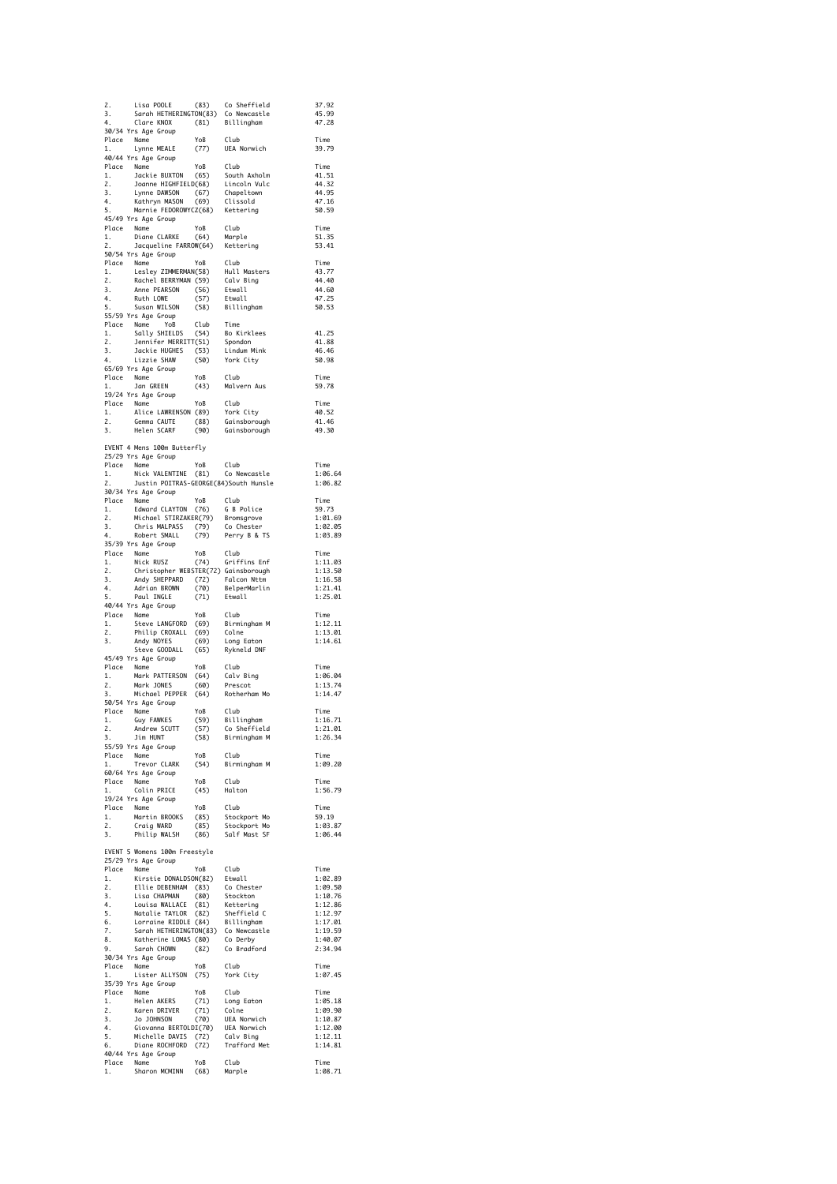| Place | Name | YoB | Club | Time |
|---|---|---|---|---|
| 2. | Lisa POOLE | (83) | Co Sheffield | 37.92 |
| 3. | Sarah HETHERINGTON | (83) | Co Newcastle | 45.99 |
| 4. | Clare KNOX | (81) | Billingham | 47.28 |

30/34 Yrs Age Group

| Place | Name | YoB | Club | Time |
|---|---|---|---|---|
| 1. | Lynne MEALE | (77) | UEA Norwich | 39.79 |

40/44 Yrs Age Group

| Place | Name | YoB | Club | Time |
|---|---|---|---|---|
| 1. | Jackie BUXTON | (65) | South Axholm | 41.51 |
| 2. | Joanne HIGHFIELD | (68) | Lincoln Vulc | 44.32 |
| 3. | Lynne DAWSON | (67) | Chapeltown | 44.95 |
| 4. | Kathryn MASON | (69) | Clissold | 47.16 |
| 5. | Marnie FEDOROWYCZ | (68) | Kettering | 50.59 |

45/49 Yrs Age Group

| Place | Name | YoB | Club | Time |
|---|---|---|---|---|
| 1. | Diane CLARKE | (64) | Marple | 51.35 |
| 2. | Jacqueline FARROW | (64) | Kettering | 53.41 |

50/54 Yrs Age Group

| Place | Name | YoB | Club | Time |
|---|---|---|---|---|
| 1. | Lesley ZIMMERMAN | (58) | Hull Masters | 43.77 |
| 2. | Rachel BERRYMAN | (59) | Calv Bing | 44.40 |
| 3. | Anne PEARSON | (56) | Etwall | 44.60 |
| 4. | Ruth LOWE | (57) | Etwall | 47.25 |
| 5. | Susan WILSON | (58) | Billingham | 50.53 |

55/59 Yrs Age Group

| Place | Name | YoB | Club | Time |
|---|---|---|---|---|
| 1. | Sally SHIELDS | (54) | Bo Kirklees | 41.25 |
| 2. | Jennifer MERRITT | (51) | Spondon | 41.88 |
| 3. | Jackie HUGHES | (53) | Lindum Mink | 46.46 |
| 4. | Lizzie SHAW | (50) | York City | 50.98 |

65/69 Yrs Age Group

| Place | Name | YoB | Club | Time |
|---|---|---|---|---|
| 1. | Jan GREEN | (43) | Malvern Aus | 59.78 |

19/24 Yrs Age Group

| Place | Name | YoB | Club | Time |
|---|---|---|---|---|
| 1. | Alice LAWRENSON | (89) | York City | 40.52 |
| 2. | Gemma CAUTE | (88) | Gainsborough | 41.46 |
| 3. | Helen SCARF | (90) | Gainsborough | 49.30 |

## EVENT 4 Mens 100m Butterfly

25/29 Yrs Age Group

| Place | Name | YoB | Club | Time |
|---|---|---|---|---|
| 1. | Nick VALENTINE | (81) | Co Newcastle | 1:06.64 |
| 2. | Justin POITRAS-GEORGE | (84) | South Hunsle | 1:06.82 |

30/34 Yrs Age Group

| Place | Name | YoB | Club | Time |
|---|---|---|---|---|
| 1. | Edward CLAYTON | (76) | G B Police | 59.73 |
| 2. | Michael STIRZAKER | (79) | Bromsgrove | 1:01.69 |
| 3. | Chris MALPASS | (79) | Co Chester | 1:02.05 |
| 4. | Robert SMALL | (79) | Perry B & TS | 1:03.89 |

35/39 Yrs Age Group

| Place | Name | YoB | Club | Time |
|---|---|---|---|---|
| 1. | Nick RUSZ | (74) | Griffins Enf | 1:11.03 |
| 2. | Christopher WEBSTER | (72) | Gainsborough | 1:13.50 |
| 3. | Andy SHEPPARD | (72) | Falcon Nttm | 1:16.58 |
| 4. | Adrian BROWN | (70) | BelperMarlin | 1:21.41 |
| 5. | Paul INGLE | (71) | Etwall | 1:25.01 |

40/44 Yrs Age Group

| Place | Name | YoB | Club | Time |
|---|---|---|---|---|
| 1. | Steve LANGFORD | (69) | Birmingham M | 1:12.11 |
| 2. | Philip CROXALL | (69) | Colne | 1:13.01 |
| 3. | Andy NOYES | (69) | Long Eaton | 1:14.61 |
| | Steve GOODALL | (65) | Rykneld DNF | |

45/49 Yrs Age Group

| Place | Name | YoB | Club | Time |
|---|---|---|---|---|
| 1. | Mark PATTERSON | (64) | Calv Bing | 1:06.04 |
| 2. | Mark JONES | (60) | Prescot | 1:13.74 |
| 3. | Michael PEPPER | (64) | Rotherham Mo | 1:14.47 |

50/54 Yrs Age Group

| Place | Name | YoB | Club | Time |
|---|---|---|---|---|
| 1. | Guy FAWKES | (59) | Billingham | 1:16.71 |
| 2. | Andrew SCUTT | (57) | Co Sheffield | 1:21.01 |
| 3. | Jim HUNT | (58) | Birmingham M | 1:26.34 |

55/59 Yrs Age Group

| Place | Name | YoB | Club | Time |
|---|---|---|---|---|
| 1. | Trevor CLARK | (54) | Birmingham M | 1:09.20 |

60/64 Yrs Age Group

| Place | Name | YoB | Club | Time |
|---|---|---|---|---|
| 1. | Colin PRICE | (45) | Halton | 1:56.79 |

19/24 Yrs Age Group

| Place | Name | YoB | Club | Time |
|---|---|---|---|---|
| 1. | Martin BROOKS | (85) | Stockport Mo | 59.19 |
| 2. | Craig WARD | (85) | Stockport Mo | 1:03.87 |
| 3. | Philip WALSH | (86) | Salf Mast SF | 1:06.44 |

## EVENT 5 Womens 100m Freestyle

25/29 Yrs Age Group

| Place | Name | YoB | Club | Time |
|---|---|---|---|---|
| 1. | Kirstie DONALDSON | (82) | Etwall | 1:02.89 |
| 2. | Ellie DEBENHAM | (83) | Co Chester | 1:09.50 |
| 3. | Lisa CHAPMAN | (80) | Stockton | 1:10.76 |
| 4. | Louisa WALLACE | (81) | Kettering | 1:12.86 |
| 5. | Natalie TAYLOR | (82) | Sheffield C | 1:12.97 |
| 6. | Lorraine RIDDLE | (84) | Billingham | 1:17.01 |
| 7. | Sarah HETHERINGTON | (83) | Co Newcastle | 1:19.59 |
| 8. | Katherine LOMAS | (80) | Co Derby | 1:40.07 |
| 9. | Sarah CHOWN | (82) | Co Bradford | 2:34.94 |

30/34 Yrs Age Group

| Place | Name | YoB | Club | Time |
|---|---|---|---|---|
| 1. | Lister ALLYSON | (75) | York City | 1:07.45 |

35/39 Yrs Age Group

| Place | Name | YoB | Club | Time |
|---|---|---|---|---|
| 1. | Helen AKERS | (71) | Long Eaton | 1:05.18 |
| 2. | Karen DRIVER | (71) | Colne | 1:09.90 |
| 3. | Jo JOHNSON | (70) | UEA Norwich | 1:10.87 |
| 4. | Giovanna BERTOLDI | (70) | UEA Norwich | 1:12.00 |
| 5. | Michelle DAVIS | (72) | Calv Bing | 1:12.11 |
| 6. | Diane ROCHFORD | (72) | Trafford Met | 1:14.81 |

40/44 Yrs Age Group

| Place | Name | YoB | Club | Time |
|---|---|---|---|---|
| 1. | Sharon MCMINN | (68) | Marple | 1:08.71 |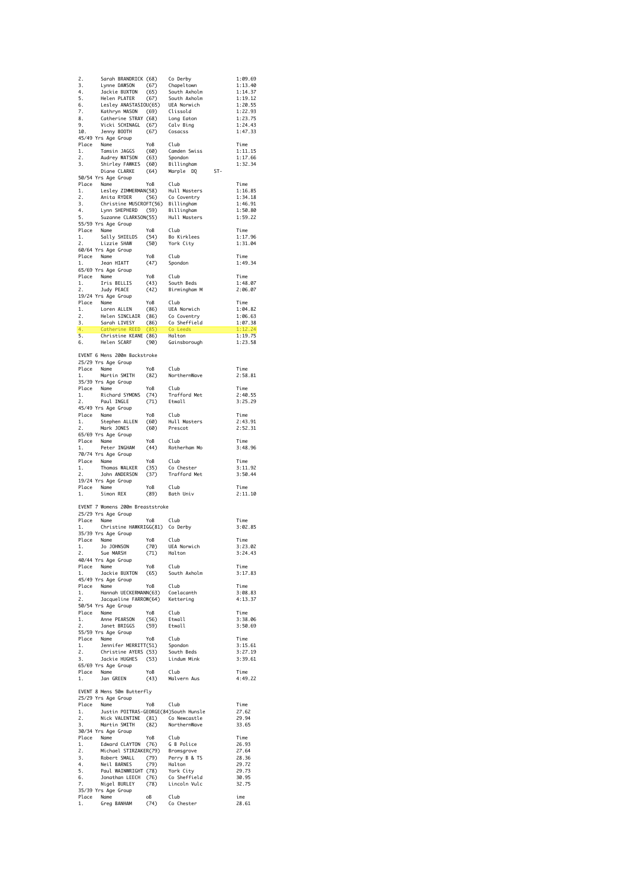| Place | Name | YoB | Club | Time |
|---|---|---|---|---|
| 2. | Sarah BRANDRICK | (68) | Co Derby | 1:09.69 |
| 3. | Lynne DAWSON | (67) | Chapeltown | 1:13.40 |
| 4. | Jackie BUXTON | (65) | South Axholm | 1:14.37 |
| 5. | Helen PLATER | (67) | South Axholm | 1:19.12 |
| 6. | Lesley ANASTASIOU | (65) | UEA Norwich | 1:20.55 |
| 7. | Kathryn MASON | (69) | Clissold | 1:22.93 |
| 8. | Catherine STRAY | (68) | Long Eaton | 1:23.75 |
| 9. | Vicki SCHINAGL | (67) | Calv Bing | 1:24.43 |
| 10. | Jenny BOOTH | (67) | Cosacss | 1:47.33 |

45/49 Yrs Age Group

| Place | Name | YoB | Club | Time |
|---|---|---|---|---|
| 1. | Tamsin JAGGS | (60) | Camden Swiss | 1:11.15 |
| 2. | Audrey WATSON | (63) | Spondon | 1:17.66 |
| 3. | Shirley FAWKES | (60) | Billingham | 1:32.34 |
| | Diane CLARKE | (64) | Marple DQ ST- | |

50/54 Yrs Age Group

| Place | Name | YoB | Club | Time |
|---|---|---|---|---|
| 1. | Lesley ZIMMERMAN | (58) | Hull Masters | 1:16.85 |
| 2. | Anita RYDER | (56) | Co Coventry | 1:34.18 |
| 3. | Christine MUSCROFT | (56) | Billingham | 1:46.91 |
| 4. | Lynn SHEPHERD | (59) | Billingham | 1:50.80 |
| 5. | Suzanne CLARKSON | (55) | Hull Masters | 1:59.22 |

55/59 Yrs Age Group

| Place | Name | YoB | Club | Time |
|---|---|---|---|---|
| 1. | Sally SHIELDS | (54) | Bo Kirklees | 1:17.96 |
| 2. | Lizzie SHAW | (50) | York City | 1:31.04 |

60/64 Yrs Age Group

| Place | Name | YoB | Club | Time |
|---|---|---|---|---|
| 1. | Jean HIATT | (47) | Spondon | 1:49.34 |

65/69 Yrs Age Group

| Place | Name | YoB | Club | Time |
|---|---|---|---|---|
| 1. | Iris BELLIS | (43) | South Beds | 1:48.07 |
| 2. | Judy PEACE | (42) | Birmingham M | 2:06.07 |

19/24 Yrs Age Group

| Place | Name | YoB | Club | Time |
|---|---|---|---|---|
| 1. | Loren ALLEN | (86) | UEA Norwich | 1:04.82 |
| 2. | Helen SINCLAIR | (86) | Co Coventry | 1:06.63 |
| 3. | Sarah LIVESY | (86) | Co Sheffield | 1:07.38 |
| 4. | Catherine REED | (85) | Co Leeds | 1:12.24 |
| 5. | Christine KEANE | (86) | Halton | 1:19.75 |
| 6. | Helen SCARF | (90) | Gainsborough | 1:23.58 |

EVENT 6 Mens 200m Backstroke

25/29 Yrs Age Group

| Place | Name | YoB | Club | Time |
|---|---|---|---|---|
| 1. | Martin SMITH | (82) | NorthernWave | 2:58.81 |

35/39 Yrs Age Group

| Place | Name | YoB | Club | Time |
|---|---|---|---|---|
| 1. | Richard SYMONS | (74) | Trafford Met | 2:40.55 |
| 2. | Paul INGLE | (71) | Etwall | 3:25.29 |

45/49 Yrs Age Group

| Place | Name | YoB | Club | Time |
|---|---|---|---|---|
| 1. | Stephen ALLEN | (60) | Hull Masters | 2:43.91 |
| 2. | Mark JONES | (60) | Prescot | 2:52.31 |

65/69 Yrs Age Group

| Place | Name | YoB | Club | Time |
|---|---|---|---|---|
| 1. | Peter INGHAM | (44) | Rotherham Mo | 3:48.96 |

70/74 Yrs Age Group

| Place | Name | YoB | Club | Time |
|---|---|---|---|---|
| 1. | Thomas WALKER | (35) | Co Chester | 3:11.92 |
| 2. | John ANDERSON | (37) | Trafford Met | 3:50.44 |

19/24 Yrs Age Group

| Place | Name | YoB | Club | Time |
|---|---|---|---|---|
| 1. | Simon REX | (89) | Bath Univ | 2:11.10 |

EVENT 7 Womens 200m Breaststroke

25/29 Yrs Age Group

| Place | Name | YoB | Club | Time |
|---|---|---|---|---|
| 1. | Christine HAWKRIGG | (81) | Co Derby | 3:02.85 |

35/39 Yrs Age Group

| Place | Name | YoB | Club | Time |
|---|---|---|---|---|
| 1. | Jo JOHNSON | (70) | UEA Norwich | 3:23.02 |
| 2. | Sue MARSH | (71) | Halton | 3:24.43 |

40/44 Yrs Age Group

| Place | Name | YoB | Club | Time |
|---|---|---|---|---|
| 1. | Jackie BUXTON | (65) | South Axholm | 3:17.83 |

45/49 Yrs Age Group

| Place | Name | YoB | Club | Time |
|---|---|---|---|---|
| 1. | Hannah UECKERMANN | (63) | Coelacanth | 3:08.83 |
| 2. | Jacqueline FARROW | (64) | Kettering | 4:13.37 |

50/54 Yrs Age Group

| Place | Name | YoB | Club | Time |
|---|---|---|---|---|
| 1. | Anne PEARSON | (56) | Etwall | 3:38.06 |
| 2. | Janet BRIGGS | (59) | Etwall | 3:50.69 |

55/59 Yrs Age Group

| Place | Name | YoB | Club | Time |
|---|---|---|---|---|
| 1. | Jennifer MERRITT | (51) | Spondon | 3:15.61 |
| 2. | Christine AYERS | (53) | South Beds | 3:27.19 |
| 3. | Jackie HUGHES | (53) | Lindum Mink | 3:39.61 |

65/69 Yrs Age Group

| Place | Name | YoB | Club | Time |
|---|---|---|---|---|
| 1. | Jan GREEN | (43) | Malvern Aus | 4:49.22 |

EVENT 8 Mens 50m Butterfly

25/29 Yrs Age Group

| Place | Name | YoB | Club | Time |
|---|---|---|---|---|
| 1. | Justin POITRAS-GEORGE | (84) | South Hunsle | 27.62 |
| 2. | Nick VALENTINE | (81) | Co Newcastle | 29.94 |
| 3. | Martin SMITH | (82) | NorthernWave | 33.65 |

30/34 Yrs Age Group

| Place | Name | YoB | Club | Time |
|---|---|---|---|---|
| 1. | Edward CLAYTON | (76) | G B Police | 26.93 |
| 2. | Michael STIRZAKER | (79) | Bromsgrove | 27.64 |
| 3. | Robert SMALL | (79) | Perry B & TS | 28.36 |
| 4. | Neil BARNES | (79) | Halton | 29.72 |
| 5. | Paul WAINWRIGHT | (78) | York City | 29.73 |
| 6. | Jonathan LEECH | (76) | Co Sheffield | 30.95 |
| 7. | Nigel BURLEY | (78) | Lincoln Vulc | 32.75 |

35/39 Yrs Age Group

| Place | Name | oB | Club | ime |
|---|---|---|---|---|
| 1. | Greg BANHAM | (74) | Co Chester | 28.61 |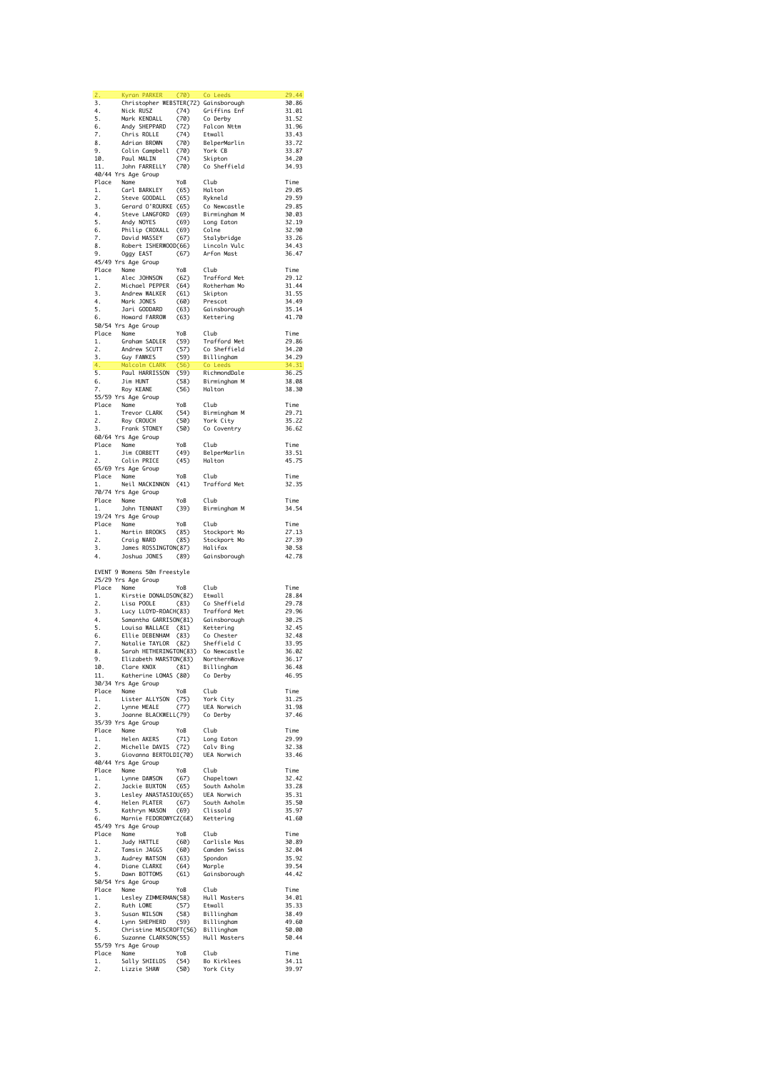| Place | Name | YoB | Club | Time |
|---|---|---|---|---|
| 2. | Kyran PARKER | (70) | Co Leeds | 29.44 |
| 3. | Christopher WEBSTER | (72) | Gainsborough | 30.86 |
| 4. | Nick RUSZ | (74) | Griffins Enf | 31.01 |
| 5. | Mark KENDALL | (70) | Co Derby | 31.52 |
| 6. | Andy SHEPPARD | (72) | Falcon Nttm | 31.96 |
| 7. | Chris ROLLE | (74) | Etwall | 33.43 |
| 8. | Adrian BROWN | (70) | BelperMarlin | 33.72 |
| 9. | Colin Campbell | (70) | York CB | 33.87 |
| 10. | Paul MALIN | (74) | Skipton | 34.20 |
| 11. | John FARRELLY | (70) | Co Sheffield | 34.93 |

40/44 Yrs Age Group

| Place | Name | YoB | Club | Time |
|---|---|---|---|---|
| 1. | Carl BARKLEY | (65) | Halton | 29.05 |
| 2. | Steve GOODALL | (65) | Rykneld | 29.59 |
| 3. | Gerard O'ROURKE | (65) | Co Newcastle | 29.85 |
| 4. | Steve LANGFORD | (69) | Birmingham M | 30.03 |
| 5. | Andy NOYES | (69) | Long Eaton | 32.19 |
| 6. | Philip CROXALL | (69) | Colne | 32.90 |
| 7. | David MASSEY | (67) | Stalybridge | 33.26 |
| 8. | Robert ISHERWOOD | (66) | Lincoln Vulc | 34.43 |
| 9. | Oggy EAST | (67) | Arfon Mast | 36.47 |

45/49 Yrs Age Group

| Place | Name | YoB | Club | Time |
|---|---|---|---|---|
| 1. | Alec JOHNSON | (62) | Trafford Met | 29.12 |
| 2. | Michael PEPPER | (64) | Rotherham Mo | 31.44 |
| 3. | Andrew WALKER | (61) | Skipton | 31.55 |
| 4. | Mark JONES | (60) | Prescot | 34.49 |
| 5. | Jari GODDARD | (63) | Gainsborough | 35.14 |
| 6. | Howard FARROW | (63) | Kettering | 41.70 |

50/54 Yrs Age Group

| Place | Name | YoB | Club | Time |
|---|---|---|---|---|
| 1. | Graham SADLER | (59) | Trafford Met | 29.86 |
| 2. | Andrew SCUTT | (57) | Co Sheffield | 34.20 |
| 3. | Guy FAWKES | (59) | Billingham | 34.29 |
| 4. | Malcolm CLARK | (56) | Co Leeds | 34.31 |
| 5. | Paul HARRISSON | (59) | RichmondDale | 36.25 |
| 6. | Jim HUNT | (58) | Birmingham M | 38.08 |
| 7. | Roy KEANE | (56) | Halton | 38.30 |

55/59 Yrs Age Group

| Place | Name | YoB | Club | Time |
|---|---|---|---|---|
| 1. | Trevor CLARK | (54) | Birmingham M | 29.71 |
| 2. | Roy CROUCH | (50) | York City | 35.22 |
| 3. | Frank STONEY | (50) | Co Coventry | 36.62 |

60/64 Yrs Age Group

| Place | Name | YoB | Club | Time |
|---|---|---|---|---|
| 1. | Jim CORBETT | (49) | BelperMarlin | 33.51 |
| 2. | Colin PRICE | (45) | Halton | 45.75 |

65/69 Yrs Age Group

| Place | Name | YoB | Club | Time |
|---|---|---|---|---|
| 1. | Neil MACKINNON | (41) | Trafford Met | 32.35 |

70/74 Yrs Age Group

| Place | Name | YoB | Club | Time |
|---|---|---|---|---|
| 1. | John TENNANT | (39) | Birmingham M | 34.54 |

19/24 Yrs Age Group

| Place | Name | YoB | Club | Time |
|---|---|---|---|---|
| 1. | Martin BROOKS | (85) | Stockport Mo | 27.13 |
| 2. | Craig WARD | (85) | Stockport Mo | 27.39 |
| 3. | James ROSSINGTON | (87) | Halifax | 30.58 |
| 4. | Joshua JONES | (89) | Gainsborough | 42.78 |

EVENT 9 Womens 50m Freestyle

25/29 Yrs Age Group

| Place | Name | YoB | Club | Time |
|---|---|---|---|---|
| 1. | Kirstie DONALDSON | (82) | Etwall | 28.84 |
| 2. | Lisa POOLE | (83) | Co Sheffield | 29.78 |
| 3. | Lucy LLOYD-ROACH | (83) | Trafford Met | 29.96 |
| 4. | Samantha GARRISON | (81) | Gainsborough | 30.25 |
| 5. | Louisa WALLACE | (81) | Kettering | 32.45 |
| 6. | Ellie DEBENHAM | (83) | Co Chester | 32.48 |
| 7. | Natalie TAYLOR | (82) | Sheffield C | 33.95 |
| 8. | Sarah HETHERINGTON | (83) | Co Newcastle | 36.02 |
| 9. | Elizabeth MARSTON | (83) | NorthernWave | 36.17 |
| 10. | Clare KNOX | (81) | Billingham | 36.48 |
| 11. | Katherine LOMAS | (80) | Co Derby | 46.95 |

30/34 Yrs Age Group

| Place | Name | YoB | Club | Time |
|---|---|---|---|---|
| 1. | Lister ALLYSON | (75) | York City | 31.25 |
| 2. | Lynne MEALE | (77) | UEA Norwich | 31.98 |
| 3. | Joanne BLACKWELL | (79) | Co Derby | 37.46 |

35/39 Yrs Age Group

| Place | Name | YoB | Club | Time |
|---|---|---|---|---|
| 1. | Helen AKERS | (71) | Long Eaton | 29.99 |
| 2. | Michelle DAVIS | (72) | Calv Bing | 32.38 |
| 3. | Giovanna BERTOLDI | (70) | UEA Norwich | 33.46 |

40/44 Yrs Age Group

| Place | Name | YoB | Club | Time |
|---|---|---|---|---|
| 1. | Lynne DAWSON | (67) | Chapeltown | 32.42 |
| 2. | Jackie BUXTON | (65) | South Axholm | 33.28 |
| 3. | Lesley ANASTASIOU | (65) | UEA Norwich | 35.31 |
| 4. | Helen PLATER | (67) | South Axholm | 35.50 |
| 5. | Kathryn MASON | (69) | Clissold | 35.97 |
| 6. | Marnie FEDOROWYCZ | (68) | Kettering | 41.60 |

45/49 Yrs Age Group

| Place | Name | YoB | Club | Time |
|---|---|---|---|---|
| 1. | Judy HATTLE | (60) | Carlisle Mas | 30.89 |
| 2. | Tamsin JAGGS | (60) | Camden Swiss | 32.04 |
| 3. | Audrey WATSON | (63) | Spondon | 35.92 |
| 4. | Diane CLARKE | (64) | Marple | 39.54 |
| 5. | Dawn BOTTOMS | (61) | Gainsborough | 44.42 |

50/54 Yrs Age Group

| Place | Name | YoB | Club | Time |
|---|---|---|---|---|
| 1. | Lesley ZIMMERMAN | (58) | Hull Masters | 34.01 |
| 2. | Ruth LOWE | (57) | Etwall | 35.33 |
| 3. | Susan WILSON | (58) | Billingham | 38.49 |
| 4. | Lynn SHEPHERD | (59) | Billingham | 49.60 |
| 5. | Christine MUSCROFT | (56) | Billingham | 50.00 |
| 6. | Suzanne CLARKSON | (55) | Hull Masters | 50.44 |

55/59 Yrs Age Group

| Place | Name | YoB | Club | Time |
|---|---|---|---|---|
| 1. | Sally SHIELDS | (54) | Bo Kirklees | 34.11 |
| 2. | Lizzie SHAW | (50) | York City | 39.97 |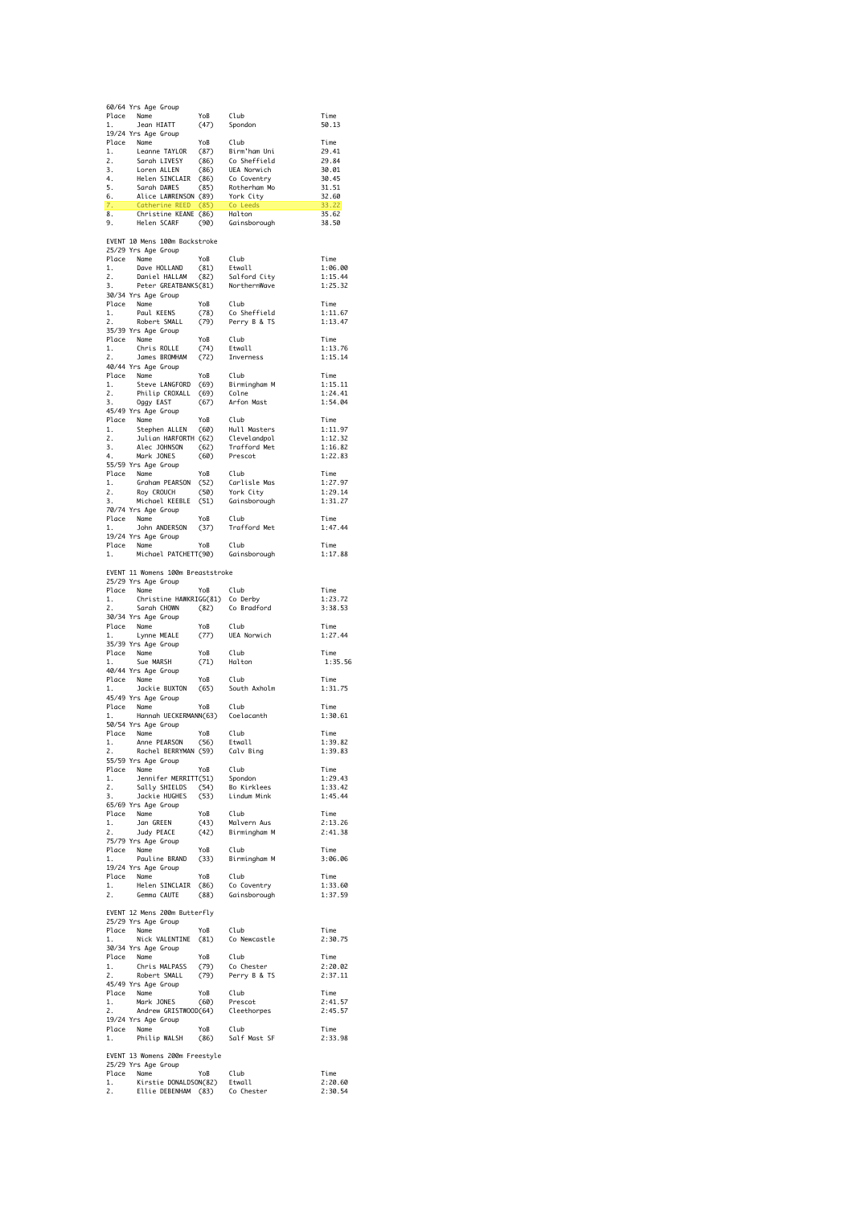60/64 Yrs Age Group

| Place | Name | YoB | Club | Time |
|---|---|---|---|---|
| 1. | Jean HIATT | (47) | Spondon | 50.13 |

19/24 Yrs Age Group

| Place | Name | YoB | Club | Time |
|---|---|---|---|---|
| 1. | Leanne TAYLOR | (87) | Birm'ham Uni | 29.41 |
| 2. | Sarah LIVESY | (86) | Co Sheffield | 29.84 |
| 3. | Loren ALLEN | (86) | UEA Norwich | 30.01 |
| 4. | Helen SINCLAIR | (86) | Co Coventry | 30.45 |
| 5. | Sarah DAWES | (85) | Rotherham Mo | 31.51 |
| 6. | Alice LAWRENSON | (89) | York City | 32.60 |
| 7. | Catherine REED | (85) | Co Leeds | 33.22 |
| 8. | Christine KEANE | (86) | Halton | 35.62 |
| 9. | Helen SCARF | (90) | Gainsborough | 38.50 |

EVENT 10 Mens 100m Backstroke

25/29 Yrs Age Group

| Place | Name | YoB | Club | Time |
|---|---|---|---|---|
| 1. | Dave HOLLAND | (81) | Etwall | 1:06.00 |
| 2. | Daniel HALLAM | (82) | Salford City | 1:15.44 |
| 3. | Peter GREATBANKS | (81) | NorthernWave | 1:25.32 |

30/34 Yrs Age Group

| Place | Name | YoB | Club | Time |
|---|---|---|---|---|
| 1. | Paul KEENS | (78) | Co Sheffield | 1:11.67 |
| 2. | Robert SMALL | (79) | Perry B & TS | 1:13.47 |

35/39 Yrs Age Group

| Place | Name | YoB | Club | Time |
|---|---|---|---|---|
| 1. | Chris ROLLE | (74) | Etwall | 1:13.76 |
| 2. | James BROMHAM | (72) | Inverness | 1:15.14 |

40/44 Yrs Age Group

| Place | Name | YoB | Club | Time |
|---|---|---|---|---|
| 1. | Steve LANGFORD | (69) | Birmingham M | 1:15.11 |
| 2. | Philip CROXALL | (69) | Colne | 1:24.41 |
| 3. | Oggy EAST | (67) | Arfon Mast | 1:54.04 |

45/49 Yrs Age Group

| Place | Name | YoB | Club | Time |
|---|---|---|---|---|
| 1. | Stephen ALLEN | (60) | Hull Masters | 1:11.97 |
| 2. | Julian HARFORTH | (62) | Clevelandpol | 1:12.32 |
| 3. | Alec JOHNSON | (62) | Trafford Met | 1:16.82 |
| 4. | Mark JONES | (60) | Prescot | 1:22.83 |

55/59 Yrs Age Group

| Place | Name | YoB | Club | Time |
|---|---|---|---|---|
| 1. | Graham PEARSON | (52) | Carlisle Mas | 1:27.97 |
| 2. | Roy CROUCH | (50) | York City | 1:29.14 |
| 3. | Michael KEEBLE | (51) | Gainsborough | 1:31.27 |

70/74 Yrs Age Group

| Place | Name | YoB | Club | Time |
|---|---|---|---|---|
| 1. | John ANDERSON | (37) | Trafford Met | 1:47.44 |

19/24 Yrs Age Group

| Place | Name | YoB | Club | Time |
|---|---|---|---|---|
| 1. | Michael PATCHETT | (90) | Gainsborough | 1:17.88 |

EVENT 11 Womens 100m Breaststroke

25/29 Yrs Age Group

| Place | Name | YoB | Club | Time |
|---|---|---|---|---|
| 1. | Christine HAWKRIGG | (81) | Co Derby | 1:23.72 |
| 2. | Sarah CHOWN | (82) | Co Bradford | 3:38.53 |

30/34 Yrs Age Group

| Place | Name | YoB | Club | Time |
|---|---|---|---|---|
| 1. | Lynne MEALE | (77) | UEA Norwich | 1:27.44 |

35/39 Yrs Age Group

| Place | Name | YoB | Club | Time |
|---|---|---|---|---|
| 1. | Sue MARSH | (71) | Halton | 1:35.56 |

40/44 Yrs Age Group

| Place | Name | YoB | Club | Time |
|---|---|---|---|---|
| 1. | Jackie BUXTON | (65) | South Axholm | 1:31.75 |

45/49 Yrs Age Group

| Place | Name | YoB | Club | Time |
|---|---|---|---|---|
| 1. | Hannah UECKERMANN | (63) | Coelacanth | 1:30.61 |

50/54 Yrs Age Group

| Place | Name | YoB | Club | Time |
|---|---|---|---|---|
| 1. | Anne PEARSON | (56) | Etwall | 1:39.82 |
| 2. | Rachel BERRYMAN | (59) | Calv Bing | 1:39.83 |

55/59 Yrs Age Group

| Place | Name | YoB | Club | Time |
|---|---|---|---|---|
| 1. | Jennifer MERRITT | (51) | Spondon | 1:29.43 |
| 2. | Sally SHIELDS | (54) | Bo Kirklees | 1:33.42 |
| 3. | Jackie HUGHES | (53) | Lindum Mink | 1:45.44 |

65/69 Yrs Age Group

| Place | Name | YoB | Club | Time |
|---|---|---|---|---|
| 1. | Jan GREEN | (43) | Malvern Aus | 2:13.26 |
| 2. | Judy PEACE | (42) | Birmingham M | 2:41.38 |

75/79 Yrs Age Group

| Place | Name | YoB | Club | Time |
|---|---|---|---|---|
| 1. | Pauline BRAND | (33) | Birmingham M | 3:06.06 |

19/24 Yrs Age Group

| Place | Name | YoB | Club | Time |
|---|---|---|---|---|
| 1. | Helen SINCLAIR | (86) | Co Coventry | 1:33.60 |
| 2. | Gemma CAUTE | (88) | Gainsborough | 1:37.59 |

EVENT 12 Mens 200m Butterfly

25/29 Yrs Age Group

| Place | Name | YoB | Club | Time |
|---|---|---|---|---|
| 1. | Nick VALENTINE | (81) | Co Newcastle | 2:30.75 |

30/34 Yrs Age Group

| Place | Name | YoB | Club | Time |
|---|---|---|---|---|
| 1. | Chris MALPASS | (79) | Co Chester | 2:20.02 |
| 2. | Robert SMALL | (79) | Perry B & TS | 2:37.11 |

45/49 Yrs Age Group

| Place | Name | YoB | Club | Time |
|---|---|---|---|---|
| 1. | Mark JONES | (60) | Prescot | 2:41.57 |
| 2. | Andrew GRISTWOOD | (64) | Cleethorpes | 2:45.57 |

19/24 Yrs Age Group

| Place | Name | YoB | Club | Time |
|---|---|---|---|---|
| 1. | Philip WALSH | (86) | Salf Mast SF | 2:33.98 |

EVENT 13 Womens 200m Freestyle

25/29 Yrs Age Group

| Place | Name | YoB | Club | Time |
|---|---|---|---|---|
| 1. | Kirstie DONALDSON | (82) | Etwall | 2:20.60 |
| 2. | Ellie DEBENHAM | (83) | Co Chester | 2:30.54 |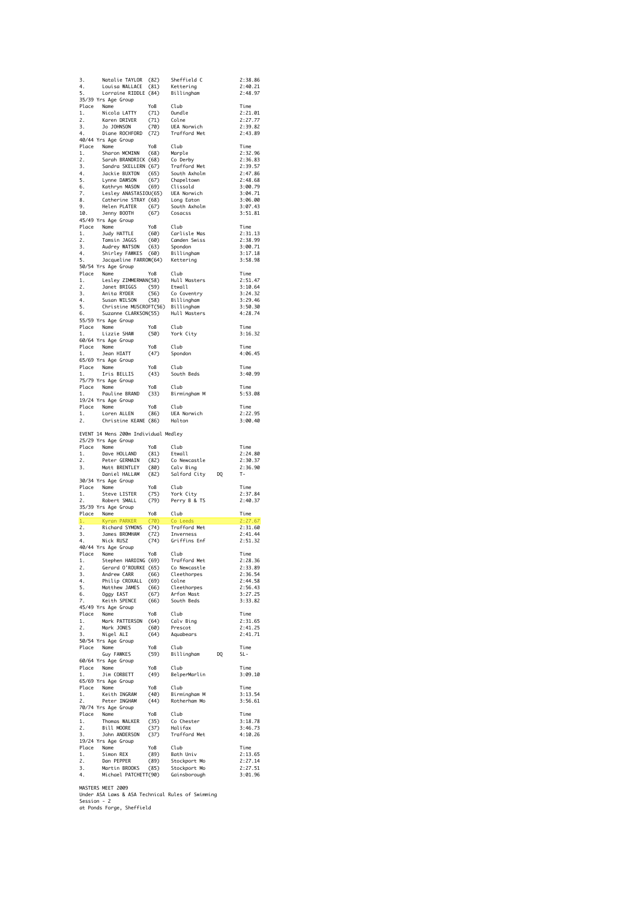| Place | Name | YoB | Club | | Time |
|---|---|---|---|---|---|
| 3. | Natalie TAYLOR | (82) | Sheffield C | | 2:38.86 |
| 4. | Louisa WALLACE | (81) | Kettering | | 2:40.21 |
| 5. | Lorraine RIDDLE | (84) | Billingham | | 2:48.97 |

35/39 Yrs Age Group

| Place | Name | YoB | Club | Time |
|---|---|---|---|---|
| 1. | Nicola LATTY | (71) | Oundle | 2:21.01 |
| 2. | Karen DRIVER | (71) | Colne | 2:27.77 |
| 3. | Jo JOHNSON | (70) | UEA Norwich | 2:39.82 |
| 4. | Diane ROCHFORD | (72) | Trafford Met | 2:43.89 |

40/44 Yrs Age Group

| Place | Name | YoB | Club | Time |
|---|---|---|---|---|
| 1. | Sharon MCMINN | (68) | Marple | 2:32.96 |
| 2. | Sarah BRANDRICK | (68) | Co Derby | 2:36.83 |
| 3. | Sandra SKELLERN | (67) | Trafford Met | 2:39.57 |
| 4. | Jackie BUXTON | (65) | South Axholm | 2:47.86 |
| 5. | Lynne DAWSON | (67) | Chapeltown | 2:48.68 |
| 6. | Kathryn MASON | (69) | Clissold | 3:00.79 |
| 7. | Lesley ANASTASIOU | (65) | UEA Norwich | 3:04.71 |
| 8. | Catherine STRAY | (68) | Long Eaton | 3:06.00 |
| 9. | Helen PLATER | (67) | South Axholm | 3:07.43 |
| 10. | Jenny BOOTH | (67) | Cosacss | 3:51.81 |

45/49 Yrs Age Group

| Place | Name | YoB | Club | Time |
|---|---|---|---|---|
| 1. | Judy HATTLE | (60) | Carlisle Mas | 2:31.13 |
| 2. | Tamsin JAGGS | (60) | Camden Swiss | 2:38.99 |
| 3. | Audrey WATSON | (63) | Spondon | 3:00.71 |
| 4. | Shirley FAWKES | (60) | Billingham | 3:17.18 |
| 5. | Jacqueline FARROW | (64) | Kettering | 3:58.98 |

50/54 Yrs Age Group

| Place | Name | YoB | Club | Time |
|---|---|---|---|---|
| 1. | Lesley ZIMMERMAN | (58) | Hull Masters | 2:51.47 |
| 2. | Janet BRIGGS | (59) | Etwall | 3:10.64 |
| 3. | Anita RYDER | (56) | Co Coventry | 3:24.32 |
| 4. | Susan WILSON | (58) | Billingham | 3:29.46 |
| 5. | Christine MUSCROFT | (56) | Billingham | 3:50.30 |
| 6. | Suzanne CLARKSON | (55) | Hull Masters | 4:28.74 |

55/59 Yrs Age Group

| Place | Name | YoB | Club | Time |
|---|---|---|---|---|
| 1. | Lizzie SHAW | (50) | York City | 3:16.32 |

60/64 Yrs Age Group

| Place | Name | YoB | Club | Time |
|---|---|---|---|---|
| 1. | Jean HIATT | (47) | Spondon | 4:06.45 |

65/69 Yrs Age Group

| Place | Name | YoB | Club | Time |
|---|---|---|---|---|
| 1. | Iris BELLIS | (43) | South Beds | 3:40.99 |

75/79 Yrs Age Group

| Place | Name | YoB | Club | Time |
|---|---|---|---|---|
| 1. | Pauline BRAND | (33) | Birmingham M | 5:53.08 |

19/24 Yrs Age Group

| Place | Name | YoB | Club | Time |
|---|---|---|---|---|
| 1. | Loren ALLEN | (86) | UEA Norwich | 2:22.95 |
| 2. | Christine KEANE | (86) | Halton | 3:00.40 |

EVENT 14 Mens 200m Individual Medley

25/29 Yrs Age Group

| Place | Name | YoB | Club | | Time |
|---|---|---|---|---|---|
| 1. | Dave HOLLAND | (81) | Etwall | | 2:24.80 |
| 2. | Peter GERMAIN | (82) | Co Newcastle | | 2:30.37 |
| 3. | Matt BRENTLEY | (80) | Calv Bing | | 2:36.90 |
| | Daniel HALLAM | (82) | Salford City | DQ | T- |

30/34 Yrs Age Group

| Place | Name | YoB | Club | Time |
|---|---|---|---|---|
| 1. | Steve LISTER | (75) | York City | 2:37.84 |
| 2. | Robert SMALL | (79) | Perry B & TS | 2:40.37 |

35/39 Yrs Age Group

| Place | Name | YoB | Club | Time |
|---|---|---|---|---|
| 1. | Kyran PARKER | (70) | Co Leeds | 2:27.67 |
| 2. | Richard SYMONS | (74) | Trafford Met | 2:31.60 |
| 3. | James BROMHAM | (72) | Inverness | 2:41.44 |
| 4. | Nick RUSZ | (74) | Griffins Enf | 2:51.32 |

40/44 Yrs Age Group

| Place | Name | YoB | Club | Time |
|---|---|---|---|---|
| 1. | Stephen HARDING | (69) | Trafford Met | 2:28.36 |
| 2. | Gerard O'ROURKE | (65) | Co Newcastle | 2:33.89 |
| 3. | Andrew CARR | (66) | Cleethorpes | 2:36.54 |
| 4. | Philip CROXALL | (69) | Colne | 2:44.58 |
| 5. | Matthew JAMES | (66) | Cleethorpes | 2:56.43 |
| 6. | Oggy EAST | (67) | Arfon Mast | 3:27.25 |
| 7. | Keith SPENCE | (66) | South Beds | 3:33.82 |

45/49 Yrs Age Group

| Place | Name | YoB | Club | Time |
|---|---|---|---|---|
| 1. | Mark PATTERSON | (64) | Calv Bing | 2:31.65 |
| 2. | Mark JONES | (60) | Prescot | 2:41.25 |
| 3. | Nigel ALI | (64) | Aquabears | 2:41.71 |

50/54 Yrs Age Group

| Place | Name | YoB | Club | | Time |
|---|---|---|---|---|---|
| | Guy FAWKES | (59) | Billingham | DQ | SL- |

60/64 Yrs Age Group

| Place | Name | YoB | Club | Time |
|---|---|---|---|---|
| 1. | Jim CORBETT | (49) | BelperMarlin | 3:09.10 |

65/69 Yrs Age Group

| Place | Name | YoB | Club | Time |
|---|---|---|---|---|
| 1. | Keith INGRAM | (40) | Birmingham M | 3:13.54 |
| 2. | Peter INGHAM | (44) | Rotherham Mo | 3:56.61 |

70/74 Yrs Age Group

| Place | Name | YoB | Club | Time |
|---|---|---|---|---|
| 1. | Thomas WALKER | (35) | Co Chester | 3:18.78 |
| 2. | Bill MOORE | (37) | Halifax | 3:46.73 |
| 3. | John ANDERSON | (37) | Trafford Met | 4:10.26 |

19/24 Yrs Age Group

| Place | Name | YoB | Club | Time |
|---|---|---|---|---|
| 1. | Simon REX | (89) | Bath Univ | 2:13.65 |
| 2. | Dan PEPPER | (89) | Stockport Mo | 2:27.14 |
| 3. | Martin BROOKS | (85) | Stockport Mo | 2:27.51 |
| 4. | Michael PATCHETT | (90) | Gainsborough | 3:01.96 |

MASTERS MEET 2009
Under ASA Laws & ASA Technical Rules of Swimming
Session - 2
at Ponds Forge, Sheffield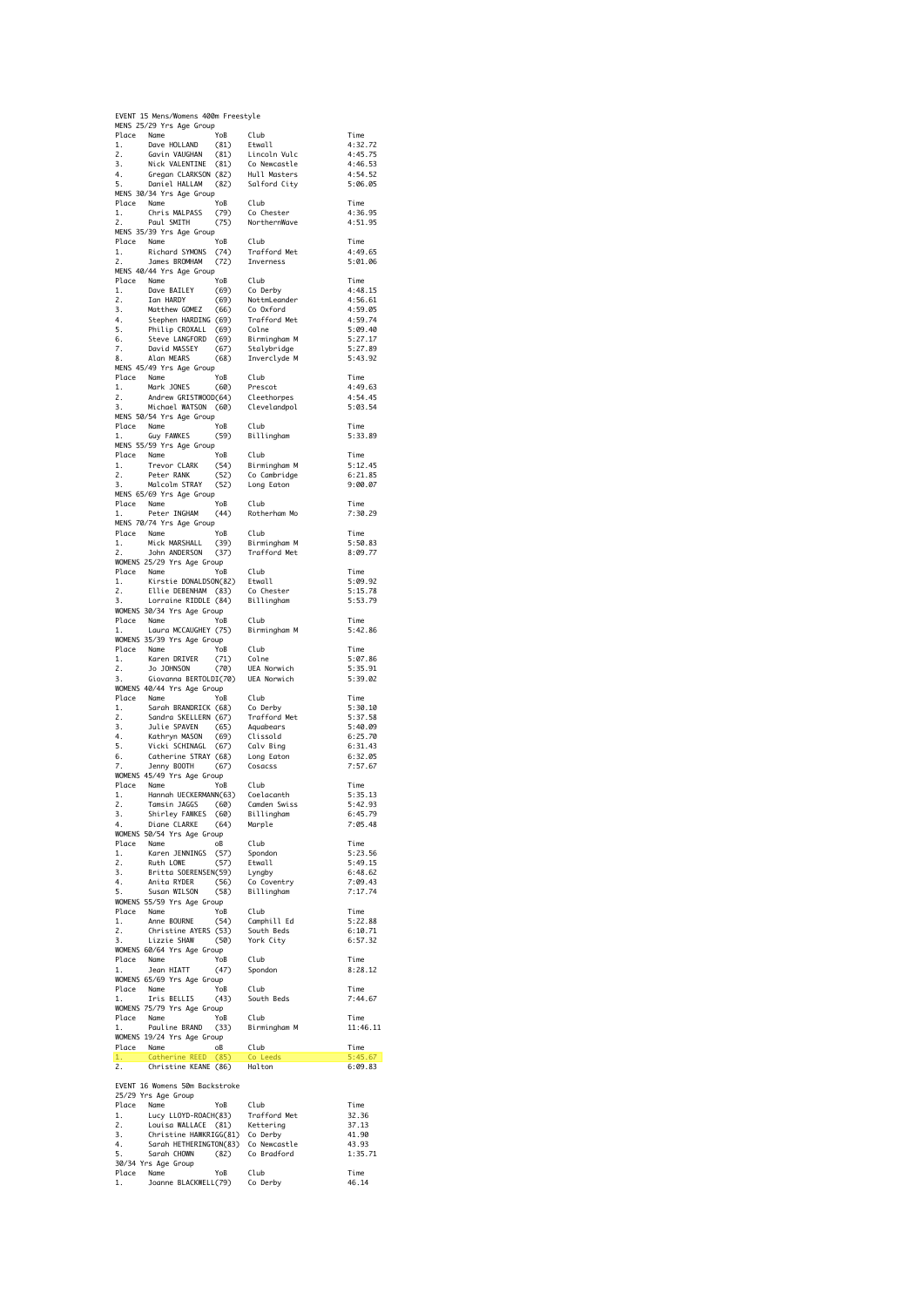EVENT 15 Mens/Womens 400m Freestyle

MENS 25/29 Yrs Age Group

| Place | Name | YoB | Club | Time |
|---|---|---|---|---|
| 1. | Dave HOLLAND | (81) | Etwall | 4:32.72 |
| 2. | Gavin VAUGHAN | (81) | Lincoln Vulc | 4:45.75 |
| 3. | Nick VALENTINE | (81) | Co Newcastle | 4:46.53 |
| 4. | Gregan CLARKSON | (82) | Hull Masters | 4:54.52 |
| 5. | Daniel HALLAM | (82) | Salford City | 5:06.05 |

MENS 30/34 Yrs Age Group

| Place | Name | YoB | Club | Time |
|---|---|---|---|---|
| 1. | Chris MALPASS | (79) | Co Chester | 4:36.95 |
| 2. | Paul SMITH | (75) | NorthernWave | 4:51.95 |

MENS 35/39 Yrs Age Group

| Place | Name | YoB | Club | Time |
|---|---|---|---|---|
| 1. | Richard SYMONS | (74) | Trafford Met | 4:49.65 |
| 2. | James BROMHAM | (72) | Inverness | 5:01.06 |

MENS 40/44 Yrs Age Group

| Place | Name | YoB | Club | Time |
|---|---|---|---|---|
| 1. | Dave BAILEY | (69) | Co Derby | 4:48.15 |
| 2. | Ian HARDY | (69) | NottmLeander | 4:56.61 |
| 3. | Matthew GOMEZ | (66) | Co Oxford | 4:59.05 |
| 4. | Stephen HARDING | (69) | Trafford Met | 4:59.74 |
| 5. | Philip CROXALL | (69) | Colne | 5:09.40 |
| 6. | Steve LANGFORD | (69) | Birmingham M | 5:27.17 |
| 7. | David MASSEY | (67) | Stalybridge | 5:27.89 |
| 8. | Alan MEARS | (68) | Inverclyde M | 5:43.92 |

MENS 45/49 Yrs Age Group

| Place | Name | YoB | Club | Time |
|---|---|---|---|---|
| 1. | Mark JONES | (60) | Prescot | 4:49.63 |
| 2. | Andrew GRISTWOOD | (64) | Cleethorpes | 4:54.45 |
| 3. | Michael WATSON | (60) | Clevelandpol | 5:03.54 |

MENS 50/54 Yrs Age Group

| Place | Name | YoB | Club | Time |
|---|---|---|---|---|
| 1. | Guy FAWKES | (59) | Billingham | 5:33.89 |

MENS 55/59 Yrs Age Group

| Place | Name | YoB | Club | Time |
|---|---|---|---|---|
| 1. | Trevor CLARK | (54) | Birmingham M | 5:12.45 |
| 2. | Peter RANK | (52) | Co Cambridge | 6:21.85 |
| 3. | Malcolm STRAY | (52) | Long Eaton | 9:00.07 |

MENS 65/69 Yrs Age Group

| Place | Name | YoB | Club | Time |
|---|---|---|---|---|
| 1. | Peter INGHAM | (44) | Rotherham Mo | 7:30.29 |

MENS 70/74 Yrs Age Group

| Place | Name | YoB | Club | Time |
|---|---|---|---|---|
| 1. | Mick MARSHALL | (39) | Birmingham M | 5:50.83 |
| 2. | John ANDERSON | (37) | Trafford Met | 8:09.77 |

WOMENS 25/29 Yrs Age Group

| Place | Name | YoB | Club | Time |
|---|---|---|---|---|
| 1. | Kirstie DONALDSON | (82) | Etwall | 5:09.92 |
| 2. | Ellie DEBENHAM | (83) | Co Chester | 5:15.78 |
| 3. | Lorraine RIDDLE | (84) | Billingham | 5:53.79 |

WOMENS 30/34 Yrs Age Group

| Place | Name | YoB | Club | Time |
|---|---|---|---|---|
| 1. | Laura MCCAUGHEY | (75) | Birmingham M | 5:42.86 |

WOMENS 35/39 Yrs Age Group

| Place | Name | YoB | Club | Time |
|---|---|---|---|---|
| 1. | Karen DRIVER | (71) | Colne | 5:07.86 |
| 2. | Jo JOHNSON | (70) | UEA Norwich | 5:35.91 |
| 3. | Giovanna BERTOLDI | (70) | UEA Norwich | 5:39.02 |

WOMENS 40/44 Yrs Age Group

| Place | Name | YoB | Club | Time |
|---|---|---|---|---|
| 1. | Sarah BRANDRICK | (68) | Co Derby | 5:30.10 |
| 2. | Sandra SKELLERN | (67) | Trafford Met | 5:37.58 |
| 3. | Julie SPAVEN | (65) | Aquabears | 5:40.09 |
| 4. | Kathryn MASON | (69) | Clissold | 6:25.70 |
| 5. | Vicki SCHINAGL | (67) | Calv Bing | 6:31.43 |
| 6. | Catherine STRAY | (68) | Long Eaton | 6:32.05 |
| 7. | Jenny BOOTH | (67) | Cosacss | 7:57.67 |

WOMENS 45/49 Yrs Age Group

| Place | Name | YoB | Club | Time |
|---|---|---|---|---|
| 1. | Hannah UECKERMANN | (63) | Coelacanth | 5:35.13 |
| 2. | Tamsin JAGGS | (60) | Camden Swiss | 5:42.93 |
| 3. | Shirley FAWKES | (60) | Billingham | 6:45.79 |
| 4. | Diane CLARKE | (64) | Marple | 7:05.48 |

WOMENS 50/54 Yrs Age Group

| Place | Name | oB | Club | Time |
|---|---|---|---|---|
| 1. | Karen JENNINGS | (57) | Spondon | 5:23.56 |
| 2. | Ruth LOWE | (57) | Etwall | 5:49.15 |
| 3. | Britta SOERENSEN | (59) | Lyngby | 6:48.62 |
| 4. | Anita RYDER | (56) | Co Coventry | 7:09.43 |
| 5. | Susan WILSON | (58) | Billingham | 7:17.74 |

WOMENS 55/59 Yrs Age Group

| Place | Name | YoB | Club | Time |
|---|---|---|---|---|
| 1. | Anne BOURNE | (54) | Camphill Ed | 5:22.88 |
| 2. | Christine AYERS | (53) | South Beds | 6:10.71 |
| 3. | Lizzie SHAW | (50) | York City | 6:57.32 |

WOMENS 60/64 Yrs Age Group

| Place | Name | YoB | Club | Time |
|---|---|---|---|---|
| 1. | Jean HIATT | (47) | Spondon | 8:28.12 |

WOMENS 65/69 Yrs Age Group

| Place | Name | YoB | Club | Time |
|---|---|---|---|---|
| 1. | Iris BELLIS | (43) | South Beds | 7:44.67 |

WOMENS 75/79 Yrs Age Group

| Place | Name | YoB | Club | Time |
|---|---|---|---|---|
| 1. | Pauline BRAND | (33) | Birmingham M | 11:46.11 |

WOMENS 19/24 Yrs Age Group

| Place | Name | oB | Club | Time |
|---|---|---|---|---|
| 1. | Catherine REED | (85) | Co Leeds | 5:45.67 |
| 2. | Christine KEANE | (86) | Halton | 6:09.83 |

EVENT 16 Womens 50m Backstroke

25/29 Yrs Age Group

| Place | Name | YoB | Club | Time |
|---|---|---|---|---|
| 1. | Lucy LLOYD-ROACH | (83) | Trafford Met | 32.36 |
| 2. | Louisa WALLACE | (81) | Kettering | 37.13 |
| 3. | Christine HAWKRIGG | (81) | Co Derby | 41.90 |
| 4. | Sarah HETHERINGTON | (83) | Co Newcastle | 43.93 |
| 5. | Sarah CHOWN | (82) | Co Bradford | 1:35.71 |

30/34 Yrs Age Group

| Place | Name | YoB | Club | Time |
|---|---|---|---|---|
| 1. | Joanne BLACKWELL | (79) | Co Derby | 46.14 |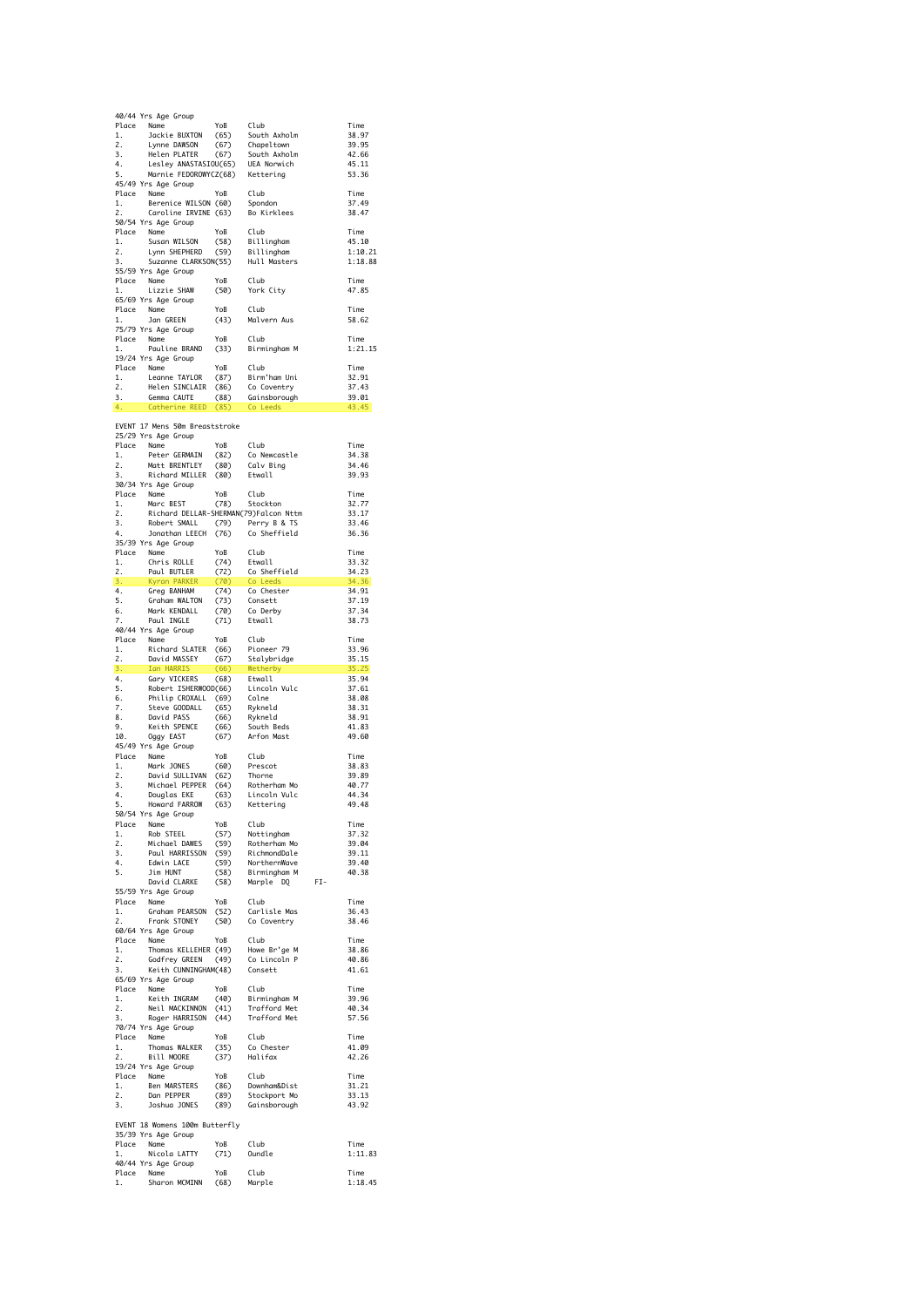40/44 Yrs Age Group

| Place | Name | YoB | Club | Time |
|---|---|---|---|---|
| 1. | Jackie BUXTON | (65) | South Axholm | 38.97 |
| 2. | Lynne DAWSON | (67) | Chapeltown | 39.95 |
| 3. | Helen PLATER | (67) | South Axholm | 42.66 |
| 4. | Lesley ANASTASIOU | (65) | UEA Norwich | 45.11 |
| 5. | Marnie FEDOROWYCZ | (68) | Kettering | 53.36 |

45/49 Yrs Age Group

| Place | Name | YoB | Club | Time |
|---|---|---|---|---|
| 1. | Berenice WILSON | (60) | Spondon | 37.49 |
| 2. | Caroline IRVINE | (63) | Bo Kirklees | 38.47 |

50/54 Yrs Age Group

| Place | Name | YoB | Club | Time |
|---|---|---|---|---|
| 1. | Susan WILSON | (58) | Billingham | 45.10 |
| 2. | Lynn SHEPHERD | (59) | Billingham | 1:10.21 |
| 3. | Suzanne CLARKSON | (55) | Hull Masters | 1:18.88 |

55/59 Yrs Age Group

| Place | Name | YoB | Club | Time |
|---|---|---|---|---|
| 1. | Lizzie SHAW | (50) | York City | 47.85 |

65/69 Yrs Age Group

| Place | Name | YoB | Club | Time |
|---|---|---|---|---|
| 1. | Jan GREEN | (43) | Malvern Aus | 58.62 |

75/79 Yrs Age Group

| Place | Name | YoB | Club | Time |
|---|---|---|---|---|
| 1. | Pauline BRAND | (33) | Birmingham M | 1:21.15 |

19/24 Yrs Age Group

| Place | Name | YoB | Club | Time |
|---|---|---|---|---|
| 1. | Leanne TAYLOR | (87) | Birm'ham Uni | 32.91 |
| 2. | Helen SINCLAIR | (86) | Co Coventry | 37.43 |
| 3. | Gemma CAUTE | (88) | Gainsborough | 39.01 |
| 4. | Catherine REED | (85) | Co Leeds | 43.45 |

EVENT 17 Mens 50m Breaststroke

25/29 Yrs Age Group

| Place | Name | YoB | Club | Time |
|---|---|---|---|---|
| 1. | Peter GERMAIN | (82) | Co Newcastle | 34.38 |
| 2. | Matt BRENTLEY | (80) | Calv Bing | 34.46 |
| 3. | Richard MILLER | (80) | Etwall | 39.93 |

30/34 Yrs Age Group

| Place | Name | YoB | Club | Time |
|---|---|---|---|---|
| 1. | Marc BEST | (78) | Stockton | 32.77 |
| 2. | Richard DELLAR-SHERMAN | (79) | Falcon Nttm | 33.17 |
| 3. | Robert SMALL | (79) | Perry B & TS | 33.46 |
| 4. | Jonathan LEECH | (76) | Co Sheffield | 36.36 |

35/39 Yrs Age Group

| Place | Name | YoB | Club | Time |
|---|---|---|---|---|
| 1. | Chris ROLLE | (74) | Etwall | 33.32 |
| 2. | Paul BUTLER | (72) | Co Sheffield | 34.23 |
| 3. | Kyran PARKER | (70) | Co Leeds | 34.36 |
| 4. | Greg BANHAM | (74) | Co Chester | 34.91 |
| 5. | Graham WALTON | (73) | Consett | 37.19 |
| 6. | Mark KENDALL | (70) | Co Derby | 37.34 |
| 7. | Paul INGLE | (71) | Etwall | 38.73 |

40/44 Yrs Age Group

| Place | Name | YoB | Club | Time |
|---|---|---|---|---|
| 1. | Richard SLATER | (66) | Pioneer 79 | 33.96 |
| 2. | David MASSEY | (67) | Stalybridge | 35.15 |
| 3. | Ian HARRIS | (66) | Wetherby | 35.25 |
| 4. | Gary VICKERS | (68) | Etwall | 35.94 |
| 5. | Robert ISHERWOOD | (66) | Lincoln Vulc | 37.61 |
| 6. | Philip CROXALL | (69) | Colne | 38.08 |
| 7. | Steve GOODALL | (65) | Rykneld | 38.31 |
| 8. | David PASS | (66) | Rykneld | 38.91 |
| 9. | Keith SPENCE | (66) | South Beds | 41.83 |
| 10. | Oggy EAST | (67) | Arfon Mast | 49.60 |

45/49 Yrs Age Group

| Place | Name | YoB | Club | Time |
|---|---|---|---|---|
| 1. | Mark JONES | (60) | Prescot | 38.83 |
| 2. | David SULLIVAN | (62) | Thorne | 39.89 |
| 3. | Michael PEPPER | (64) | Rotherham Mo | 40.77 |
| 4. | Douglas EKE | (63) | Lincoln Vulc | 44.34 |
| 5. | Howard FARROW | (63) | Kettering | 49.48 |

50/54 Yrs Age Group

| Place | Name | YoB | Club | Time |
|---|---|---|---|---|
| 1. | Rob STEEL | (57) | Nottingham | 37.32 |
| 2. | Michael DAWES | (59) | Rotherham Mo | 39.04 |
| 3. | Paul HARRISSON | (59) | RichmondDale | 39.11 |
| 4. | Edwin LACE | (59) | NorthernWave | 39.40 |
| 5. | Jim HUNT | (58) | Birmingham M | 40.38 |
| | David CLARKE | (58) | Marple DQ FI- | |

55/59 Yrs Age Group

| Place | Name | YoB | Club | Time |
|---|---|---|---|---|
| 1. | Graham PEARSON | (52) | Carlisle Mas | 36.43 |
| 2. | Frank STONEY | (50) | Co Coventry | 38.46 |

60/64 Yrs Age Group

| Place | Name | YoB | Club | Time |
|---|---|---|---|---|
| 1. | Thomas KELLEHER | (49) | Howe Br'ge M | 38.86 |
| 2. | Godfrey GREEN | (49) | Co Lincoln P | 40.86 |
| 3. | Keith CUNNINGHAM | (48) | Consett | 41.61 |

65/69 Yrs Age Group

| Place | Name | YoB | Club | Time |
|---|---|---|---|---|
| 1. | Keith INGRAM | (40) | Birmingham M | 39.96 |
| 2. | Neil MACKINNON | (41) | Trafford Met | 40.34 |
| 3. | Roger HARRISON | (44) | Trafford Met | 57.56 |

70/74 Yrs Age Group

| Place | Name | YoB | Club | Time |
|---|---|---|---|---|
| 1. | Thomas WALKER | (35) | Co Chester | 41.09 |
| 2. | Bill MOORE | (37) | Halifax | 42.26 |

19/24 Yrs Age Group

| Place | Name | YoB | Club | Time |
|---|---|---|---|---|
| 1. | Ben MARSTERS | (86) | Downham&Dist | 31.21 |
| 2. | Dan PEPPER | (89) | Stockport Mo | 33.13 |
| 3. | Joshua JONES | (89) | Gainsborough | 43.92 |

EVENT 18 Womens 100m Butterfly

35/39 Yrs Age Group

| Place | Name | YoB | Club | Time |
|---|---|---|---|---|
| 1. | Nicola LATTY | (71) | Oundle | 1:11.83 |

40/44 Yrs Age Group

| Place | Name | YoB | Club | Time |
|---|---|---|---|---|
| 1. | Sharon MCMINN | (68) | Marple | 1:18.45 |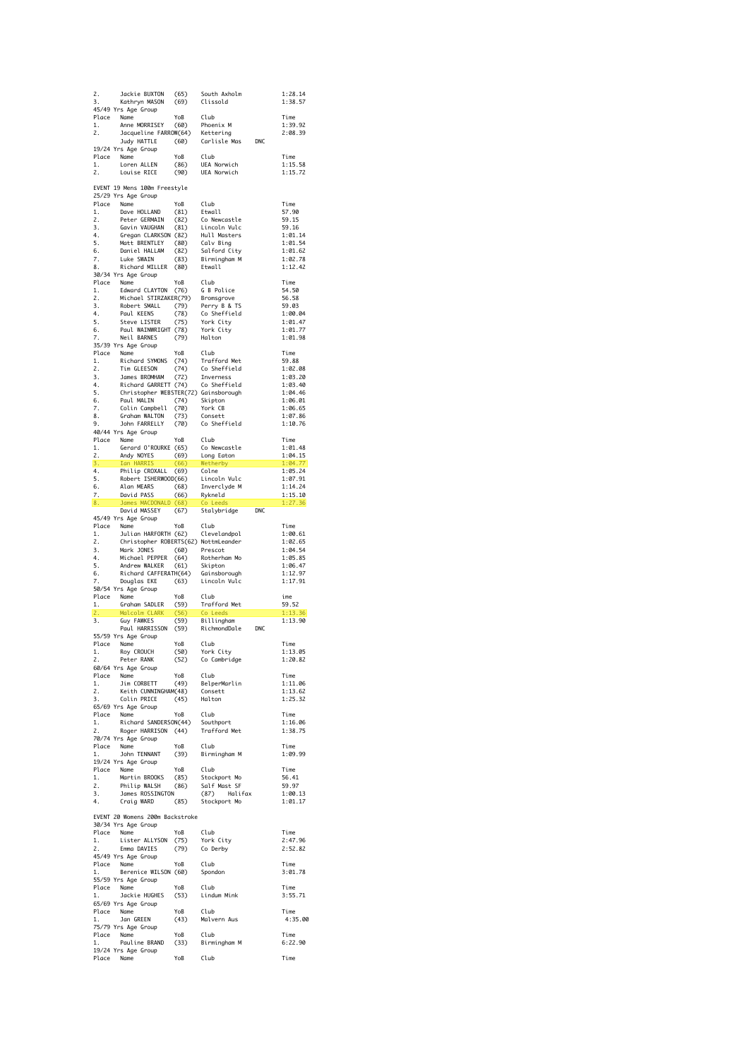| Place | Name | YoB | Club | | Time |
|---|---|---|---|---|---|
| 2. | Jackie BUXTON | (65) | South Axholm | | 1:28.14 |
| 3. | Kathryn MASON | (69) | Clissold | | 1:38.57 |

45/49 Yrs Age Group

| Place | Name | YoB | Club | | Time |
|---|---|---|---|---|---|
| 1. | Anne MORRISEY | (60) | Phoenix M | | 1:39.92 |
| 2. | Jacqueline FARRON | (64) | Kettering | | 2:08.39 |
| | Judy HATTLE | (60) | Carlisle Mas | DNC | |

19/24 Yrs Age Group

| Place | Name | YoB | Club | | Time |
|---|---|---|---|---|---|
| 1. | Loren ALLEN | (86) | UEA Norwich | | 1:15.58 |
| 2. | Louise RICE | (90) | UEA Norwich | | 1:15.72 |

EVENT 19 Mens 100m Freestyle

25/29 Yrs Age Group

| Place | Name | YoB | Club | | Time |
|---|---|---|---|---|---|
| 1. | Dave HOLLAND | (81) | Etwall | | 57.90 |
| 2. | Peter GERMAIN | (82) | Co Newcastle | | 59.15 |
| 3. | Gavin VAUGHAN | (81) | Lincoln Vulc | | 59.16 |
| 4. | Gregan CLARKSON | (82) | Hull Masters | | 1:01.14 |
| 5. | Matt BRENTLEY | (80) | Calv Bing | | 1:01.54 |
| 6. | Daniel HALLAM | (82) | Salford City | | 1:01.62 |
| 7. | Luke SWAIN | (83) | Birmingham M | | 1:02.78 |
| 8. | Richard MILLER | (80) | Etwall | | 1:12.42 |

30/34 Yrs Age Group

| Place | Name | YoB | Club | | Time |
|---|---|---|---|---|---|
| 1. | Edward CLAYTON | (76) | G B Police | | 54.50 |
| 2. | Michael STIRZAKER | (79) | Bromsgrove | | 56.58 |
| 3. | Robert SMALL | (79) | Perry B & TS | | 59.03 |
| 4. | Paul KEENS | (78) | Co Sheffield | | 1:00.04 |
| 5. | Steve LISTER | (75) | York City | | 1:01.47 |
| 6. | Paul WAINWRIGHT | (78) | York City | | 1:01.77 |
| 7. | Neil BARNES | (79) | Halton | | 1:01.98 |

35/39 Yrs Age Group

| Place | Name | YoB | Club | | Time |
|---|---|---|---|---|---|
| 1. | Richard SYMONS | (74) | Trafford Met | | 59.88 |
| 2. | Tim GLEESON | (74) | Co Sheffield | | 1:02.08 |
| 3. | James BROMHAM | (72) | Inverness | | 1:03.20 |
| 4. | Richard GARRETT | (74) | Co Sheffield | | 1:03.40 |
| 5. | Christopher WEBSTER | (72) | Gainsborough | | 1:04.46 |
| 6. | Paul MALIN | (74) | Skipton | | 1:06.01 |
| 7. | Colin Campbell | (70) | York CB | | 1:06.65 |
| 8. | Graham WALTON | (73) | Consett | | 1:07.86 |
| 9. | John FARRELLY | (70) | Co Sheffield | | 1:10.76 |

40/44 Yrs Age Group

| Place | Name | YoB | Club | | Time |
|---|---|---|---|---|---|
| 1. | Gerard O'ROURKE | (65) | Co Newcastle | | 1:01.48 |
| 2. | Andy NOYES | (69) | Long Eaton | | 1:04.15 |
| 3. | Ian HARRIS | (66) | Wetherby | | 1:04.77 |
| 4. | Philip CROXALL | (69) | Colne | | 1:05.24 |
| 5. | Robert ISHERWOOD | (66) | Lincoln Vulc | | 1:07.91 |
| 6. | Alan MEARS | (68) | Inverclyde M | | 1:14.24 |
| 7. | David PASS | (66) | Rykneld | | 1:15.10 |
| 8. | James MACDONALD | (68) | Co Leeds | | 1:27.36 |
| | David MASSEY | (67) | Stalybridge | DNC | |

45/49 Yrs Age Group

| Place | Name | YoB | Club | | Time |
|---|---|---|---|---|---|
| 1. | Julian HARFORTH | (62) | Clevelandpol | | 1:00.61 |
| 2. | Christopher ROBERTS | (62) | NottmLeander | | 1:02.65 |
| 3. | Mark JONES | (60) | Prescot | | 1:04.54 |
| 4. | Michael PEPPER | (64) | Rotherham Mo | | 1:05.85 |
| 5. | Andrew WALKER | (61) | Skipton | | 1:06.47 |
| 6. | Richard CAFFERATH | (64) | Gainsborough | | 1:12.97 |
| 7. | Douglas EKE | (63) | Lincoln Vulc | | 1:17.91 |

50/54 Yrs Age Group

| Place | Name | YoB | Club | | ime |
|---|---|---|---|---|---|
| 1. | Graham SADLER | (59) | Trafford Met | | 59.52 |
| 2. | Malcolm CLARK | (56) | Co Leeds | | 1:13.36 |
| 3. | Guy FAWKES | (59) | Billingham | | 1:13.90 |
| | Paul HARRISSON | (59) | RichmondDale | DNC | |

55/59 Yrs Age Group

| Place | Name | YoB | Club | | Time |
|---|---|---|---|---|---|
| 1. | Roy CROUCH | (50) | York City | | 1:13.05 |
| 2. | Peter RANK | (52) | Co Cambridge | | 1:20.82 |

60/64 Yrs Age Group

| Place | Name | YoB | Club | | Time |
|---|---|---|---|---|---|
| 1. | Jim CORBETT | (49) | BelperMarlin | | 1:11.06 |
| 2. | Keith CUNNINGHAM | (48) | Consett | | 1:13.62 |
| 3. | Colin PRICE | (45) | Halton | | 1:25.32 |

65/69 Yrs Age Group

| Place | Name | YoB | Club | | Time |
|---|---|---|---|---|---|
| 1. | Richard SANDERSON | (44) | Southport | | 1:16.06 |
| 2. | Roger HARRISON | (44) | Trafford Met | | 1:38.75 |

70/74 Yrs Age Group

| Place | Name | YoB | Club | | Time |
|---|---|---|---|---|---|
| 1. | John TENNANT | (39) | Birmingham M | | 1:09.99 |

19/24 Yrs Age Group

| Place | Name | YoB | Club | | Time |
|---|---|---|---|---|---|
| 1. | Martin BROOKS | (85) | Stockport Mo | | 56.41 |
| 2. | Philip WALSH | (86) | Salf Mast SF | | 59.97 |
| 3. | James ROSSINGTON | (87) | Halifax | | 1:00.13 |
| 4. | Craig WARD | (85) | Stockport Mo | | 1:01.17 |

EVENT 20 Womens 200m Backstroke

30/34 Yrs Age Group

| Place | Name | YoB | Club | | Time |
|---|---|---|---|---|---|
| 1. | Lister ALLYSON | (75) | York City | | 2:47.96 |
| 2. | Emma DAVIES | (79) | Co Derby | | 2:52.82 |

45/49 Yrs Age Group

| Place | Name | YoB | Club | | Time |
|---|---|---|---|---|---|
| 1. | Berenice WILSON | (60) | Spondon | | 3:01.78 |

55/59 Yrs Age Group

| Place | Name | YoB | Club | | Time |
|---|---|---|---|---|---|
| 1. | Jackie HUGHES | (53) | Lindum Mink | | 3:55.71 |

65/69 Yrs Age Group

| Place | Name | YoB | Club | | Time |
|---|---|---|---|---|---|
| 1. | Jan GREEN | (43) | Malvern Aus | | 4:35.00 |

75/79 Yrs Age Group

| Place | Name | YoB | Club | | Time |
|---|---|---|---|---|---|
| 1. | Pauline BRAND | (33) | Birmingham M | | 6:22.90 |

19/24 Yrs Age Group

| Place | Name | YoB | Club | | Time |
|---|---|---|---|---|---|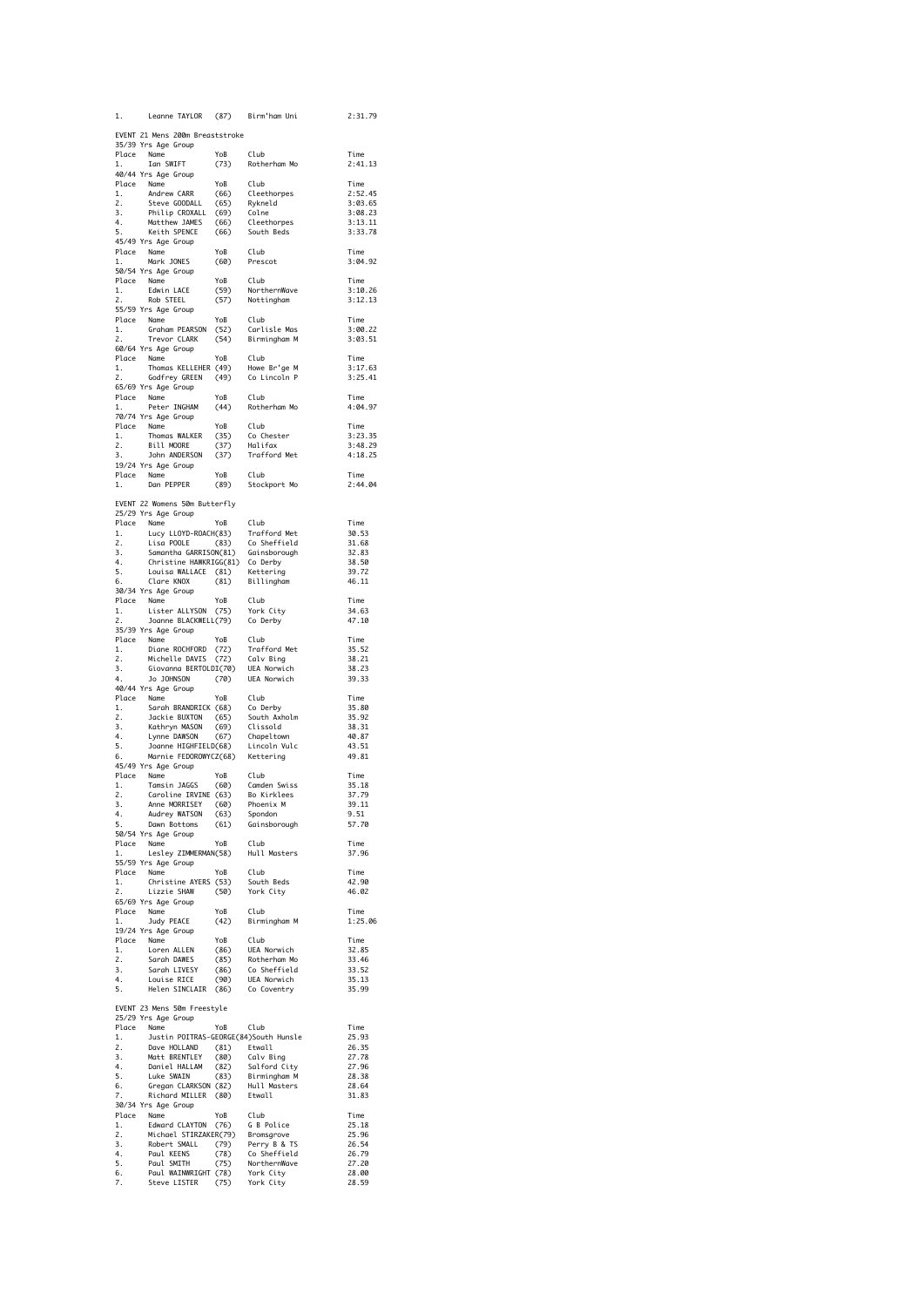| 1. | Leanne TAYLOR | (87) | Birm'ham Uni | 2:31.79 |
|---|---|---|---|---|

EVENT 21 Mens 200m Breaststroke

35/39 Yrs Age Group

| Place | Name | YoB | Club | Time |
|---|---|---|---|---|
| 1. | Ian SWIFT | (73) | Rotherham Mo | 2:41.13 |

40/44 Yrs Age Group

| Place | Name | YoB | Club | Time |
|---|---|---|---|---|
| 1. | Andrew CARR | (66) | Cleethorpes | 2:52.45 |
| 2. | Steve GOODALL | (65) | Rykneld | 3:03.65 |
| 3. | Philip CROXALL | (69) | Colne | 3:08.23 |
| 4. | Matthew JAMES | (66) | Cleethorpes | 3:13.11 |
| 5. | Keith SPENCE | (66) | South Beds | 3:33.78 |

45/49 Yrs Age Group

| Place | Name | YoB | Club | Time |
|---|---|---|---|---|
| 1. | Mark JONES | (60) | Prescot | 3:04.92 |

50/54 Yrs Age Group

| Place | Name | YoB | Club | Time |
|---|---|---|---|---|
| 1. | Edwin LACE | (59) | NorthernWave | 3:10.26 |
| 2. | Rob STEEL | (57) | Nottingham | 3:12.13 |

55/59 Yrs Age Group

| Place | Name | YoB | Club | Time |
|---|---|---|---|---|
| 1. | Graham PEARSON | (52) | Carlisle Mas | 3:00.22 |
| 2. | Trevor CLARK | (54) | Birmingham M | 3:03.51 |

60/64 Yrs Age Group

| Place | Name | YoB | Club | Time |
|---|---|---|---|---|
| 1. | Thomas KELLEHER | (49) | Howe Br'ge M | 3:17.63 |
| 2. | Godfrey GREEN | (49) | Co Lincoln P | 3:25.41 |

65/69 Yrs Age Group

| Place | Name | YoB | Club | Time |
|---|---|---|---|---|
| 1. | Peter INGHAM | (44) | Rotherham Mo | 4:04.97 |

70/74 Yrs Age Group

| Place | Name | YoB | Club | Time |
|---|---|---|---|---|
| 1. | Thomas WALKER | (35) | Co Chester | 3:23.35 |
| 2. | Bill MOORE | (37) | Halifax | 3:48.29 |
| 3. | John ANDERSON | (37) | Trafford Met | 4:18.25 |

19/24 Yrs Age Group

| Place | Name | YoB | Club | Time |
|---|---|---|---|---|
| 1. | Dan PEPPER | (89) | Stockport Mo | 2:44.04 |

EVENT 22 Womens 50m Butterfly

25/29 Yrs Age Group

| Place | Name | YoB | Club | Time |
|---|---|---|---|---|
| 1. | Lucy LLOYD-ROACH | (83) | Trafford Met | 30.53 |
| 2. | Lisa POOLE | (83) | Co Sheffield | 31.68 |
| 3. | Samantha GARRISON | (81) | Gainsborough | 32.83 |
| 4. | Christine HAWKRIGG | (81) | Co Derby | 38.50 |
| 5. | Louisa WALLACE | (81) | Kettering | 39.72 |
| 6. | Clare KNOX | (81) | Billingham | 46.11 |

30/34 Yrs Age Group

| Place | Name | YoB | Club | Time |
|---|---|---|---|---|
| 1. | Lister ALLYSON | (75) | York City | 34.63 |
| 2. | Joanne BLACKWELL | (79) | Co Derby | 47.10 |

35/39 Yrs Age Group

| Place | Name | YoB | Club | Time |
|---|---|---|---|---|
| 1. | Diane ROCHFORD | (72) | Trafford Met | 35.52 |
| 2. | Michelle DAVIS | (72) | Calv Bing | 38.21 |
| 3. | Giovanna BERTOLDI | (70) | UEA Norwich | 38.23 |
| 4. | Jo JOHNSON | (70) | UEA Norwich | 39.33 |

40/44 Yrs Age Group

| Place | Name | YoB | Club | Time |
|---|---|---|---|---|
| 1. | Sarah BRANDRICK | (68) | Co Derby | 35.80 |
| 2. | Jackie BUXTON | (65) | South Axholm | 35.92 |
| 3. | Kathryn MASON | (69) | Clissold | 38.31 |
| 4. | Lynne DAWSON | (67) | Chapeltown | 40.87 |
| 5. | Joanne HIGHFIELD | (68) | Lincoln Vulc | 43.51 |
| 6. | Marnie FEDOROWYCZ | (68) | Kettering | 49.81 |

45/49 Yrs Age Group

| Place | Name | YoB | Club | Time |
|---|---|---|---|---|
| 1. | Tamsin JAGGS | (60) | Camden Swiss | 35.18 |
| 2. | Caroline IRVINE | (63) | Bo Kirklees | 37.79 |
| 3. | Anne MORRISEY | (60) | Phoenix M | 39.11 |
| 4. | Audrey WATSON | (63) | Spondon | 9.51 |
| 5. | Dawn Bottoms | (61) | Gainsborough | 57.70 |

50/54 Yrs Age Group

| Place | Name | YoB | Club | Time |
|---|---|---|---|---|
| 1. | Lesley ZIMMERMAN | (58) | Hull Masters | 37.96 |

55/59 Yrs Age Group

| Place | Name | YoB | Club | Time |
|---|---|---|---|---|
| 1. | Christine AYERS | (53) | South Beds | 42.90 |
| 2. | Lizzie SHAW | (50) | York City | 46.02 |

65/69 Yrs Age Group

| Place | Name | YoB | Club | Time |
|---|---|---|---|---|
| 1. | Judy PEACE | (42) | Birmingham M | 1:25.06 |

19/24 Yrs Age Group

| Place | Name | YoB | Club | Time |
|---|---|---|---|---|
| 1. | Loren ALLEN | (86) | UEA Norwich | 32.85 |
| 2. | Sarah DAWES | (85) | Rotherham Mo | 33.46 |
| 3. | Sarah LIVESY | (86) | Co Sheffield | 33.52 |
| 4. | Louise RICE | (90) | UEA Norwich | 35.13 |
| 5. | Helen SINCLAIR | (86) | Co Coventry | 35.99 |

EVENT 23 Mens 50m Freestyle

25/29 Yrs Age Group

| Place | Name | YoB | Club | Time |
|---|---|---|---|---|
| 1. | Justin POITRAS-GEORGE | (84) | South Hunsle | 25.93 |
| 2. | Dave HOLLAND | (81) | Etwall | 26.35 |
| 3. | Matt BRENTLEY | (80) | Calv Bing | 27.78 |
| 4. | Daniel HALLAM | (82) | Salford City | 27.96 |
| 5. | Luke SWAIN | (83) | Birmingham M | 28.38 |
| 6. | Gregan CLARKSON | (82) | Hull Masters | 28.64 |
| 7. | Richard MILLER | (80) | Etwall | 31.83 |

30/34 Yrs Age Group

| Place | Name | YoB | Club | Time |
|---|---|---|---|---|
| 1. | Edward CLAYTON | (76) | G B Police | 25.18 |
| 2. | Michael STIRZAKER | (79) | Bromsgrove | 25.96 |
| 3. | Robert SMALL | (79) | Perry B & TS | 26.54 |
| 4. | Paul KEENS | (78) | Co Sheffield | 26.79 |
| 5. | Paul SMITH | (75) | NorthernWave | 27.20 |
| 6. | Paul WAINWRIGHT | (78) | York City | 28.00 |
| 7. | Steve LISTER | (75) | York City | 28.59 |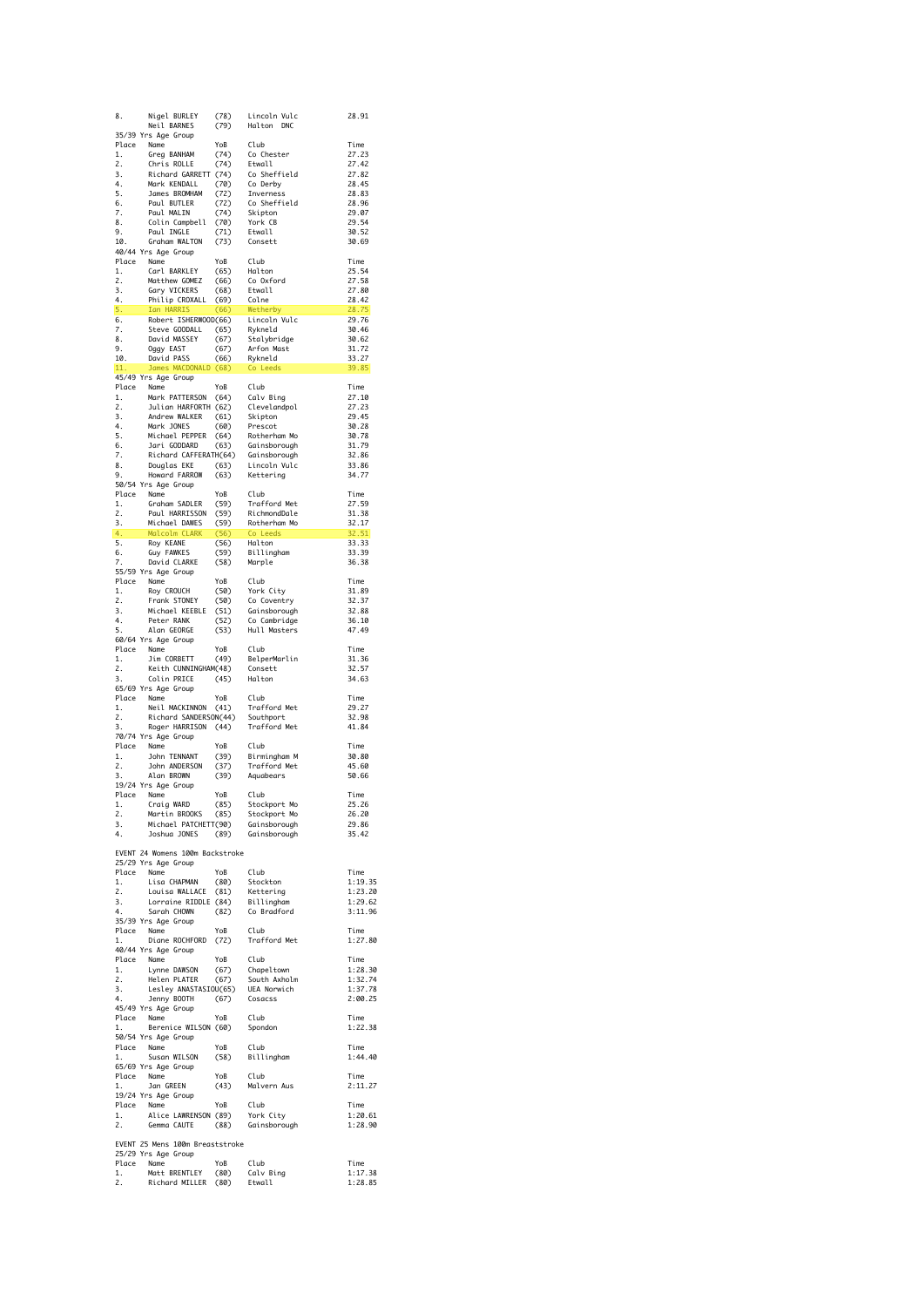| Place | Name | YoB | Club | Time |
|---|---|---|---|---|
| 8. | Nigel BURLEY | (78) | Lincoln Vulc | 28.91 |
| | Neil BARNES | (79) | Halton DNC | |

35/39 Yrs Age Group

| Place | Name | YoB | Club | Time |
|---|---|---|---|---|
| 1. | Greg BANHAM | (74) | Co Chester | 27.23 |
| 2. | Chris ROLLE | (74) | Etwall | 27.42 |
| 3. | Richard GARRETT | (74) | Co Sheffield | 27.82 |
| 4. | Mark KENDALL | (70) | Co Derby | 28.45 |
| 5. | James BROMHAM | (72) | Inverness | 28.83 |
| 6. | Paul BUTLER | (72) | Co Sheffield | 28.96 |
| 7. | Paul MALIN | (74) | Skipton | 29.07 |
| 8. | Colin Campbell | (70) | York CB | 29.54 |
| 9. | Paul INGLE | (71) | Etwall | 30.52 |
| 10. | Graham WALTON | (73) | Consett | 30.69 |

40/44 Yrs Age Group

| Place | Name | YoB | Club | Time |
|---|---|---|---|---|
| 1. | Carl BARKLEY | (65) | Halton | 25.54 |
| 2. | Matthew GOMEZ | (66) | Co Oxford | 27.58 |
| 3. | Gary VICKERS | (68) | Etwall | 27.80 |
| 4. | Philip CROXALL | (69) | Colne | 28.42 |
| 5. | Ian HARRIS | (66) | Wetherby | 28.75 |
| 6. | Robert ISHERWOOD | (66) | Lincoln Vulc | 29.76 |
| 7. | Steve GOODALL | (65) | Rykneld | 30.46 |
| 8. | David MASSEY | (67) | Stalybridge | 30.62 |
| 9. | Oggy EAST | (67) | Arfon Mast | 31.72 |
| 10. | David PASS | (66) | Rykneld | 33.27 |
| 11. | James MACDONALD | (68) | Co Leeds | 39.85 |

45/49 Yrs Age Group

| Place | Name | YoB | Club | Time |
|---|---|---|---|---|
| 1. | Mark PATTERSON | (64) | Calv Bing | 27.10 |
| 2. | Julian HARFORTH | (62) | Clevelandpol | 27.23 |
| 3. | Andrew WALKER | (61) | Skipton | 29.45 |
| 4. | Mark JONES | (60) | Prescot | 30.28 |
| 5. | Michael PEPPER | (64) | Rotherham Mo | 30.78 |
| 6. | Jari GODDARD | (63) | Gainsborough | 31.79 |
| 7. | Richard CAFFERATH | (64) | Gainsborough | 32.86 |
| 8. | Douglas EKE | (63) | Lincoln Vulc | 33.86 |
| 9. | Howard FARROW | (63) | Kettering | 34.77 |

50/54 Yrs Age Group

| Place | Name | YoB | Club | Time |
|---|---|---|---|---|
| 1. | Graham SADLER | (59) | Trafford Met | 27.59 |
| 2. | Paul HARRISSON | (59) | RichmondDale | 31.38 |
| 3. | Michael DAWES | (59) | Rotherham Mo | 32.17 |
| 4. | Malcolm CLARK | (56) | Co Leeds | 32.51 |
| 5. | Roy KEANE | (56) | Halton | 33.33 |
| 6. | Guy FAWKES | (59) | Billingham | 33.39 |
| 7. | David CLARKE | (58) | Marple | 36.38 |

55/59 Yrs Age Group

| Place | Name | YoB | Club | Time |
|---|---|---|---|---|
| 1. | Roy CROUCH | (50) | York City | 31.89 |
| 2. | Frank STONEY | (50) | Co Coventry | 32.37 |
| 3. | Michael KEEBLE | (51) | Gainsborough | 32.88 |
| 4. | Peter RANK | (52) | Co Cambridge | 36.10 |
| 5. | Alan GEORGE | (53) | Hull Masters | 47.49 |

60/64 Yrs Age Group

| Place | Name | YoB | Club | Time |
|---|---|---|---|---|
| 1. | Jim CORBETT | (49) | BelperMarlin | 31.36 |
| 2. | Keith CUNNINGHAM | (48) | Consett | 32.57 |
| 3. | Colin PRICE | (45) | Halton | 34.63 |

65/69 Yrs Age Group

| Place | Name | YoB | Club | Time |
|---|---|---|---|---|
| 1. | Neil MACKINNON | (41) | Trafford Met | 29.27 |
| 2. | Richard SANDERSON | (44) | Southport | 32.98 |
| 3. | Roger HARRISON | (44) | Trafford Met | 41.84 |

70/74 Yrs Age Group

| Place | Name | YoB | Club | Time |
|---|---|---|---|---|
| 1. | John TENNANT | (39) | Birmingham M | 30.80 |
| 2. | John ANDERSON | (37) | Trafford Met | 45.60 |
| 3. | Alan BROWN | (39) | Aquabears | 50.66 |

19/24 Yrs Age Group

| Place | Name | YoB | Club | Time |
|---|---|---|---|---|
| 1. | Craig WARD | (85) | Stockport Mo | 25.26 |
| 2. | Martin BROOKS | (85) | Stockport Mo | 26.20 |
| 3. | Michael PATCHETT | (90) | Gainsborough | 29.86 |
| 4. | Joshua JONES | (89) | Gainsborough | 35.42 |

## EVENT 24 Womens 100m Backstroke

25/29 Yrs Age Group

| Place | Name | YoB | Club | Time |
|---|---|---|---|---|
| 1. | Lisa CHAPMAN | (80) | Stockton | 1:19.35 |
| 2. | Louisa WALLACE | (81) | Kettering | 1:23.20 |
| 3. | Lorraine RIDDLE | (84) | Billingham | 1:29.62 |
| 4. | Sarah CHOWN | (82) | Co Bradford | 3:11.96 |

35/39 Yrs Age Group

| Place | Name | YoB | Club | Time |
|---|---|---|---|---|
| 1. | Diane ROCHFORD | (72) | Trafford Met | 1:27.80 |

40/44 Yrs Age Group

| Place | Name | YoB | Club | Time |
|---|---|---|---|---|
| 1. | Lynne DAWSON | (67) | Chapeltown | 1:28.30 |
| 2. | Helen PLATER | (67) | South Axholm | 1:32.74 |
| 3. | Lesley ANASTASIOU | (65) | UEA Norwich | 1:37.78 |
| 4. | Jenny BOOTH | (67) | Cosacss | 2:00.25 |

45/49 Yrs Age Group

| Place | Name | YoB | Club | Time |
|---|---|---|---|---|
| 1. | Berenice WILSON | (60) | Spondon | 1:22.38 |

50/54 Yrs Age Group

| Place | Name | YoB | Club | Time |
|---|---|---|---|---|
| 1. | Susan WILSON | (58) | Billingham | 1:44.40 |

65/69 Yrs Age Group

| Place | Name | YoB | Club | Time |
|---|---|---|---|---|
| 1. | Jan GREEN | (43) | Malvern Aus | 2:11.27 |

19/24 Yrs Age Group

| Place | Name | YoB | Club | Time |
|---|---|---|---|---|
| 1. | Alice LAWRENSON | (89) | York City | 1:20.61 |
| 2. | Gemma CAUTE | (88) | Gainsborough | 1:28.90 |

## EVENT 25 Mens 100m Breaststroke

25/29 Yrs Age Group

| Place | Name | YoB | Club | Time |
|---|---|---|---|---|
| 1. | Matt BRENTLEY | (80) | Calv Bing | 1:17.38 |
| 2. | Richard MILLER | (80) | Etwall | 1:28.85 |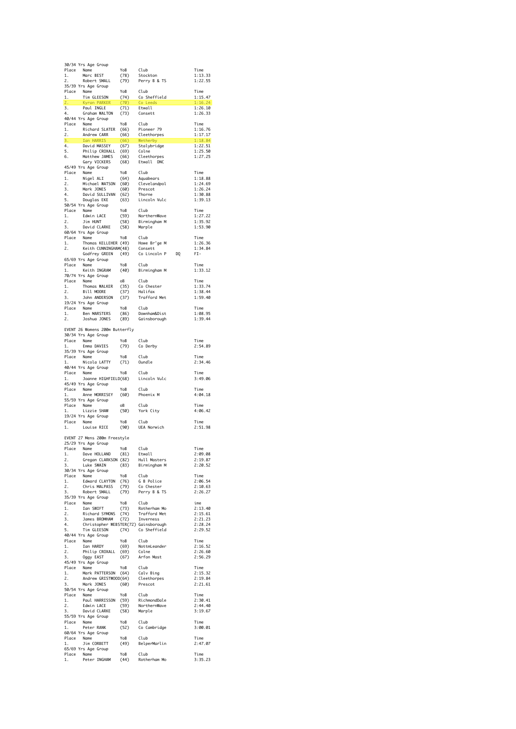30/34 Yrs Age Group

| Place | Name | YoB | Club | Time |
|---|---|---|---|---|
| 1. | Marc BEST | (78) | Stockton | 1:13.33 |
| 2. | Robert SMALL | (79) | Perry B & TS | 1:22.55 |

35/39 Yrs Age Group

| Place | Name | YoB | Club | Time |
|---|---|---|---|---|
| 1. | Tim GLEESON | (74) | Co Sheffield | 1:15.47 |
| 2. | Kyran PARKER | (70) | Co Leeds | 1:16.24 |
| 3. | Paul INGLE | (71) | Etwall | 1:26.10 |
| 4. | Graham WALTON | (73) | Consett | 1:26.33 |

40/44 Yrs Age Group

| Place | Name | YoB | Club | Time |
|---|---|---|---|---|
| 1. | Richard SLATER | (66) | Pioneer 79 | 1:16.76 |
| 2. | Andrew CARR | (66) | Cleethorpes | 1:17.17 |
| 3. | Ian HARRIS | (66) | Wetherby | 1:18.84 |
| 4. | David MASSEY | (67) | Stalybridge | 1:22.51 |
| 5. | Philip CROXALL | (69) | Colne | 1:25.50 |
| 6. | Matthew JAMES | (66) | Cleethorpes | 1:27.25 |
| | Gary VICKERS | (68) | Etwall DNC | |

45/49 Yrs Age Group

| Place | Name | YoB | Club | Time |
|---|---|---|---|---|
| 1. | Nigel ALI | (64) | Aquabears | 1:18.88 |
| 2. | Michael WATSON | (60) | Clevelandpol | 1:24.69 |
| 3. | Mark JONES | (60) | Prescot | 1:26.24 |
| 4. | David SULLIVAN | (62) | Thorne | 1:30.88 |
| 5. | Douglas EKE | (63) | Lincoln Vulc | 1:39.13 |

50/54 Yrs Age Group

| Place | Name | YoB | Club | Time |
|---|---|---|---|---|
| 1. | Edwin LACE | (59) | NorthernWave | 1:27.22 |
| 2. | Jim HUNT | (58) | Birmingham M | 1:35.92 |
| 3. | David CLARKE | (58) | Marple | 1:53.90 |

60/64 Yrs Age Group

| Place | Name | YoB | Club | | Time |
|---|---|---|---|---|---|
| 1. | Thomas KELLEHER | (49) | Howe Br'ge M | | 1:26.36 |
| 2. | Keith CUNNINGHAM | (48) | Consett | | 1:34.84 |
| | Godfrey GREEN | (49) | Co Lincoln P | DQ | FI- |

65/69 Yrs Age Group

| Place | Name | YoB | Club | Time |
|---|---|---|---|---|
| 1. | Keith INGRAM | (40) | Birmingham M | 1:33.12 |

70/74 Yrs Age Group

| Place | Name | oB | Club | Time |
|---|---|---|---|---|
| 1. | Thomas WALKER | (35) | Co Chester | 1:33.74 |
| 2. | Bill MOORE | (37) | Halifax | 1:38.44 |
| 3. | John ANDERSON | (37) | Trafford Met | 1:59.40 |

19/24 Yrs Age Group

| Place | Name | YoB | Club | Time |
|---|---|---|---|---|
| 1. | Ben MARSTERS | (86) | Downham&Dist | 1:08.95 |
| 2. | Joshua JONES | (89) | Gainsborough | 1:39.44 |

## EVENT 26 Womens 200m Butterfly

30/34 Yrs Age Group

| Place | Name | YoB | Club | Time |
|---|---|---|---|---|
| 1. | Emma DAVIES | (79) | Co Derby | 2:54.89 |

35/39 Yrs Age Group

| Place | Name | YoB | Club | Time |
|---|---|---|---|---|
| 1. | Nicola LATTY | (71) | Oundle | 2:34.46 |

40/44 Yrs Age Group

| Place | Name | YoB | Club | Time |
|---|---|---|---|---|
| 1. | Joanne HIGHFIELD | (68) | Lincoln Vulc | 3:49.06 |

45/49 Yrs Age Group

| Place | Name | YoB | Club | Time |
|---|---|---|---|---|
| 1. | Anne MORRISEY | (60) | Phoenix M | 4:04.18 |

55/59 Yrs Age Group

| Place | Name | oB | Club | Time |
|---|---|---|---|---|
| 1. | Lizzie SHAW | (50) | York City | 4:06.42 |

19/24 Yrs Age Group

| Place | Name | YoB | Club | Time |
|---|---|---|---|---|
| 1. | Louise RICE | (90) | UEA Norwich | 2:51.98 |

## EVENT 27 Mens 200m Freestyle

25/29 Yrs Age Group

| Place | Name | YoB | Club | Time |
|---|---|---|---|---|
| 1. | Dave HOLLAND | (81) | Etwall | 2:09.08 |
| 2. | Gregan CLARKSON | (82) | Hull Masters | 2:19.87 |
| 3. | Luke SWAIN | (83) | Birmingham M | 2:20.52 |

30/34 Yrs Age Group

| Place | Name | YoB | Club | Time |
|---|---|---|---|---|
| 1. | Edward CLAYTON | (76) | G B Police | 2:06.54 |
| 2. | Chris MALPASS | (79) | Co Chester | 2:10.63 |
| 3. | Robert SMALL | (79) | Perry B & TS | 2:26.27 |

35/39 Yrs Age Group

| Place | Name | YoB | Club | ime |
|---|---|---|---|---|
| 1. | Ian SWIFT | (73) | Rotherham Mo | 2:13.40 |
| 2. | Richard SYMONS | (74) | Trafford Met | 2:15.61 |
| 3. | James BROMHAM | (72) | Inverness | 2:21.23 |
| 4. | Christopher WEBSTER | (72) | Gainsborough | 2:28.24 |
| 5. | Tim GLEESON | (74) | Co Sheffield | 2:29.52 |

40/44 Yrs Age Group

| Place | Name | YoB | Club | Time |
|---|---|---|---|---|
| 1. | Ian HARDY | (69) | NottmLeander | 2:16.52 |
| 2. | Philip CROXALL | (69) | Colne | 2:26.60 |
| 3. | Oggy EAST | (67) | Arfon Mast | 2:56.29 |

45/49 Yrs Age Group

| Place | Name | YoB | Club | Time |
|---|---|---|---|---|
| 1. | Mark PATTERSON | (64) | Calv Bing | 2:15.32 |
| 2. | Andrew GRISTWOOD | (64) | Cleethorpes | 2:19.84 |
| 3. | Mark JONES | (60) | Prescot | 2:21.61 |

50/54 Yrs Age Group

| Place | Name | YoB | Club | Time |
|---|---|---|---|---|
| 1. | Paul HARRISSON | (59) | RichmondDale | 2:30.41 |
| 2. | Edwin LACE | (59) | NorthernWave | 2:44.40 |
| 3. | David CLARKE | (58) | Marple | 3:19.67 |

55/59 Yrs Age Group

| Place | Name | YoB | Club | Time |
|---|---|---|---|---|
| 1. | Peter RANK | (52) | Co Cambridge | 3:00.01 |

60/64 Yrs Age Group

| Place | Name | YoB | Club | Time |
|---|---|---|---|---|
| 1. | Jim CORBETT | (49) | BelperMarlin | 2:47.07 |

65/69 Yrs Age Group

| Place | Name | YoB | Club | Time |
|---|---|---|---|---|
| 1. | Peter INGHAM | (44) | Rotherham Mo | 3:35.23 |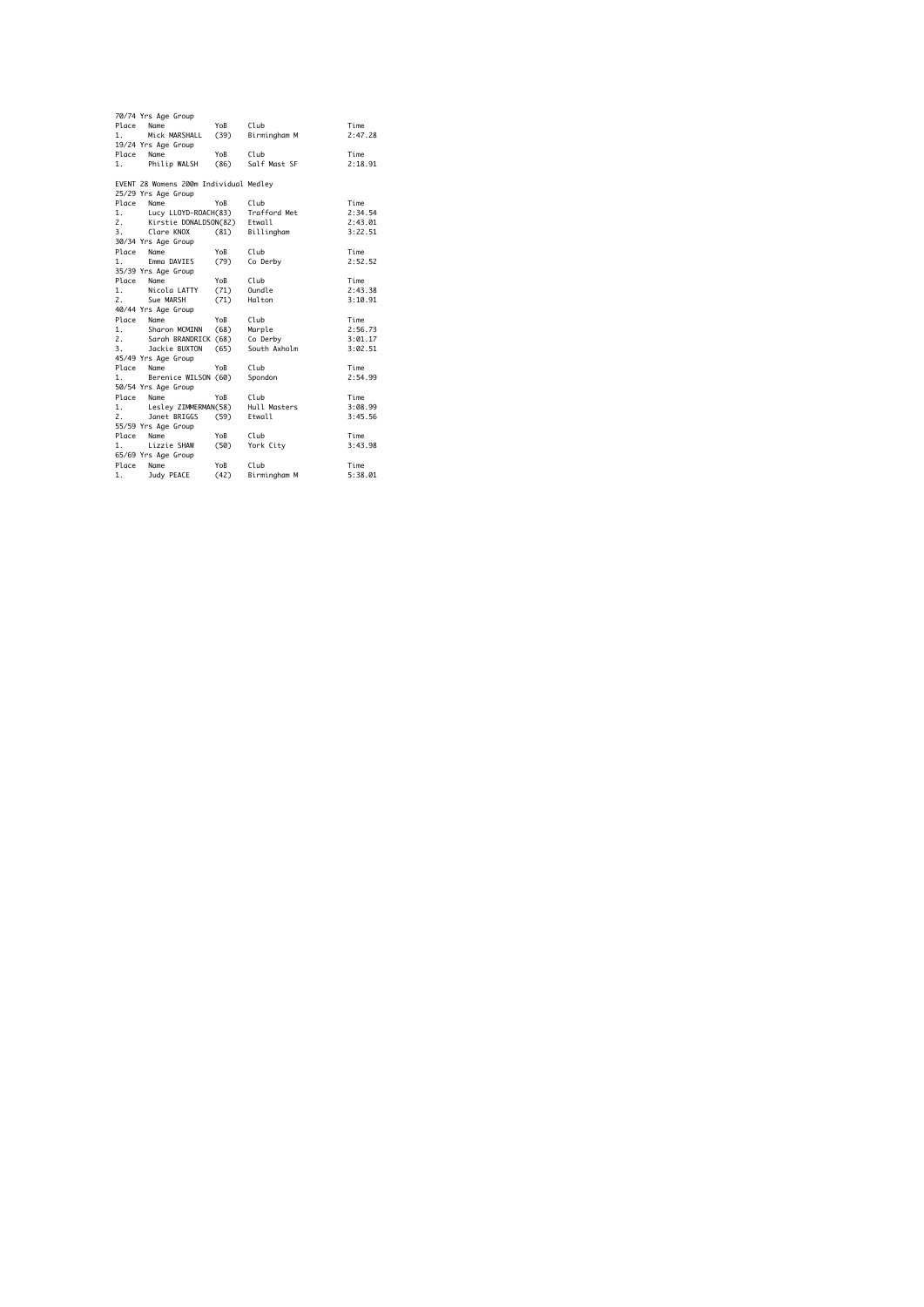70/74 Yrs Age Group

| Place | Name | YoB | Club | Time |
|---|---|---|---|---|
| 1. | Mick MARSHALL | (39) | Birmingham M | 2:47.28 |

19/24 Yrs Age Group

| Place | Name | YoB | Club | Time |
|---|---|---|---|---|
| 1. | Philip WALSH | (86) | Salf Mast SF | 2:18.91 |

EVENT 28 Womens 200m Individual Medley

25/29 Yrs Age Group

| Place | Name | YoB | Club | Time |
|---|---|---|---|---|
| 1. | Lucy LLOYD-ROACH | (83) | Trafford Met | 2:34.54 |
| 2. | Kirstie DONALDSON | (82) | Etwall | 2:43.01 |
| 3. | Clare KNOX | (81) | Billingham | 3:22.51 |

30/34 Yrs Age Group

| Place | Name | YoB | Club | Time |
|---|---|---|---|---|
| 1. | Emma DAVIES | (79) | Co Derby | 2:52.52 |

35/39 Yrs Age Group

| Place | Name | YoB | Club | Time |
|---|---|---|---|---|
| 1. | Nicola LATTY | (71) | Oundle | 2:43.38 |
| 2. | Sue MARSH | (71) | Halton | 3:10.91 |

40/44 Yrs Age Group

| Place | Name | YoB | Club | Time |
|---|---|---|---|---|
| 1. | Sharon MCMINN | (68) | Marple | 2:56.73 |
| 2. | Sarah BRANDRICK | (68) | Co Derby | 3:01.17 |
| 3. | Jackie BUXTON | (65) | South Axholm | 3:02.51 |

45/49 Yrs Age Group

| Place | Name | YoB | Club | Time |
|---|---|---|---|---|
| 1. | Berenice WILSON | (60) | Spondon | 2:54.99 |

50/54 Yrs Age Group

| Place | Name | YoB | Club | Time |
|---|---|---|---|---|
| 1. | Lesley ZIMMERMAN | (58) | Hull Masters | 3:08.99 |
| 2. | Janet BRIGGS | (59) | Etwall | 3:45.56 |

55/59 Yrs Age Group

| Place | Name | YoB | Club | Time |
|---|---|---|---|---|
| 1. | Lizzie SHAW | (50) | York City | 3:43.98 |

65/69 Yrs Age Group

| Place | Name | YoB | Club | Time |
|---|---|---|---|---|
| 1. | Judy PEACE | (42) | Birmingham M | 5:38.01 |